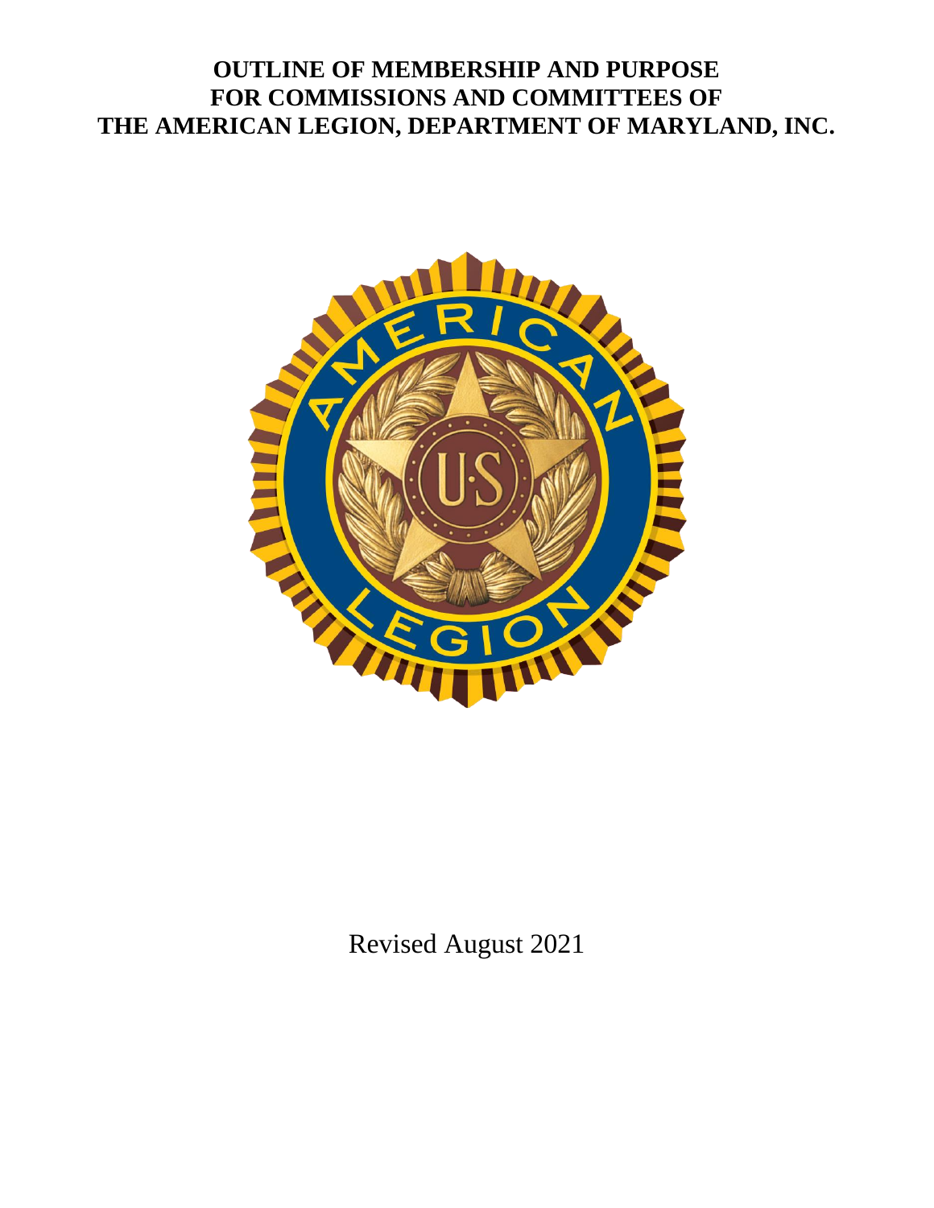# OUTLINE OF MEMBERSHIP AND PURPOSE FOR COMMISSIONS AND COMMITTEES OF THE AMERICAN LEGION, DEPARTMENT OF MARYLAND, INC.

Revised August 2021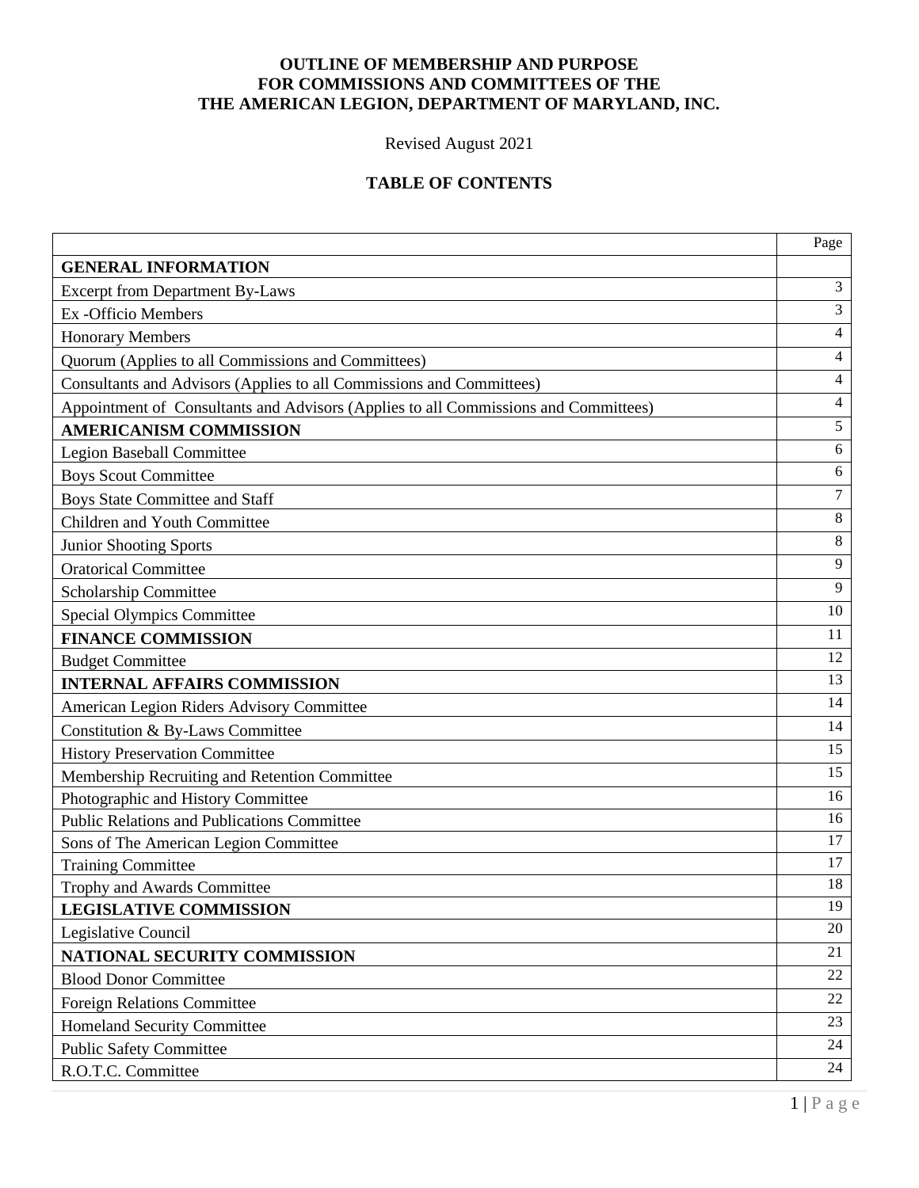**OUTLINE OF MEMBERSHIP AND PURPOSE**
**FOR COMMISSIONS AND COMMITTEES OF THE**
**THE AMERICAN LEGION, DEPARTMENT OF MARYLAND, INC.**

Revised August 2021

**TABLE OF CONTENTS**

| | Page |
|---|---|
| **GENERAL INFORMATION** | |
| Excerpt from Department By-Laws | 3 |
| Ex -Officio Members | 3 |
| Honorary Members | 4 |
| Quorum (Applies to all Commissions and Committees) | 4 |
| Consultants and Advisors (Applies to all Commissions and Committees) | 4 |
| Appointment of Consultants and Advisors (Applies to all Commissions and Committees) | 4 |
| **AMERICANISM COMMISSION** | 5 |
| Legion Baseball Committee | 6 |
| Boys Scout Committee | 6 |
| Boys State Committee and Staff | 7 |
| Children and Youth Committee | 8 |
| Junior Shooting Sports | 8 |
| Oratorical Committee | 9 |
| Scholarship Committee | 9 |
| Special Olympics Committee | 10 |
| **FINANCE COMMISSION** | 11 |
| Budget Committee | 12 |
| **INTERNAL AFFAIRS COMMISSION** | 13 |
| American Legion Riders Advisory Committee | 14 |
| Constitution & By-Laws Committee | 14 |
| History Preservation Committee | 15 |
| Membership Recruiting and Retention Committee | 15 |
| Photographic and History Committee | 16 |
| Public Relations and Publications Committee | 16 |
| Sons of The American Legion Committee | 17 |
| Training Committee | 17 |
| Trophy and Awards Committee | 18 |
| **LEGISLATIVE COMMISSION** | 19 |
| Legislative Council | 20 |
| **NATIONAL SECURITY COMMISSION** | 21 |
| Blood Donor Committee | 22 |
| Foreign Relations Committee | 22 |
| Homeland Security Committee | 23 |
| Public Safety Committee | 24 |
| R.O.T.C. Committee | 24 |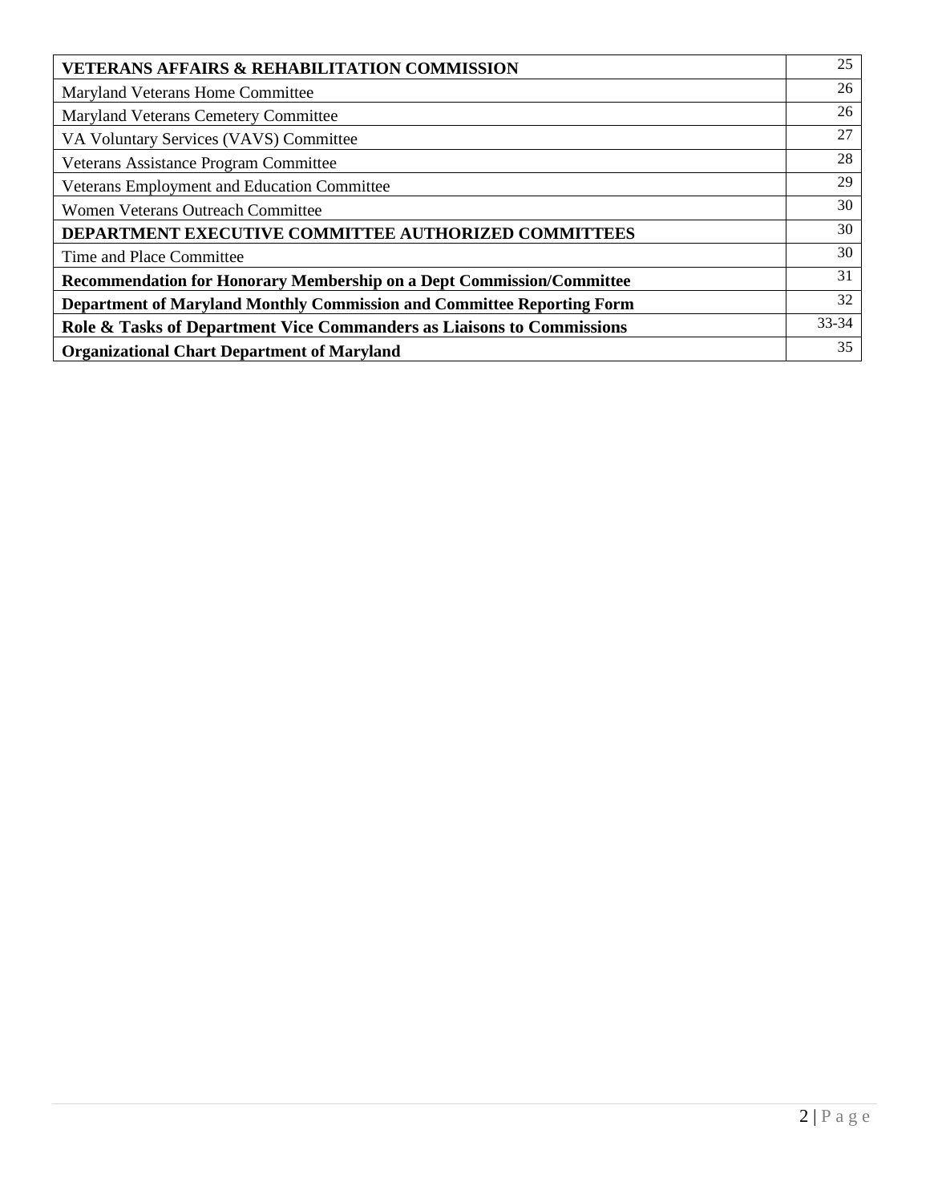| | |
|---|---|
| **VETERANS AFFAIRS & REHABILITATION COMMISSION** | 25 |
| Maryland Veterans Home Committee | 26 |
| Maryland Veterans Cemetery Committee | 26 |
| VA Voluntary Services (VAVS) Committee | 27 |
| Veterans Assistance Program Committee | 28 |
| Veterans Employment and Education Committee | 29 |
| Women Veterans Outreach Committee | 30 |
| **DEPARTMENT EXECUTIVE COMMITTEE AUTHORIZED COMMITTEES** | 30 |
| Time and Place Committee | 30 |
| **Recommendation for Honorary Membership on a Dept Commission/Committee** | 31 |
| **Department of Maryland Monthly Commission and Committee Reporting Form** | 32 |
| **Role & Tasks of Department Vice Commanders as Liaisons to Commissions** | 33-34 |
| **Organizational Chart Department of Maryland** | 35 |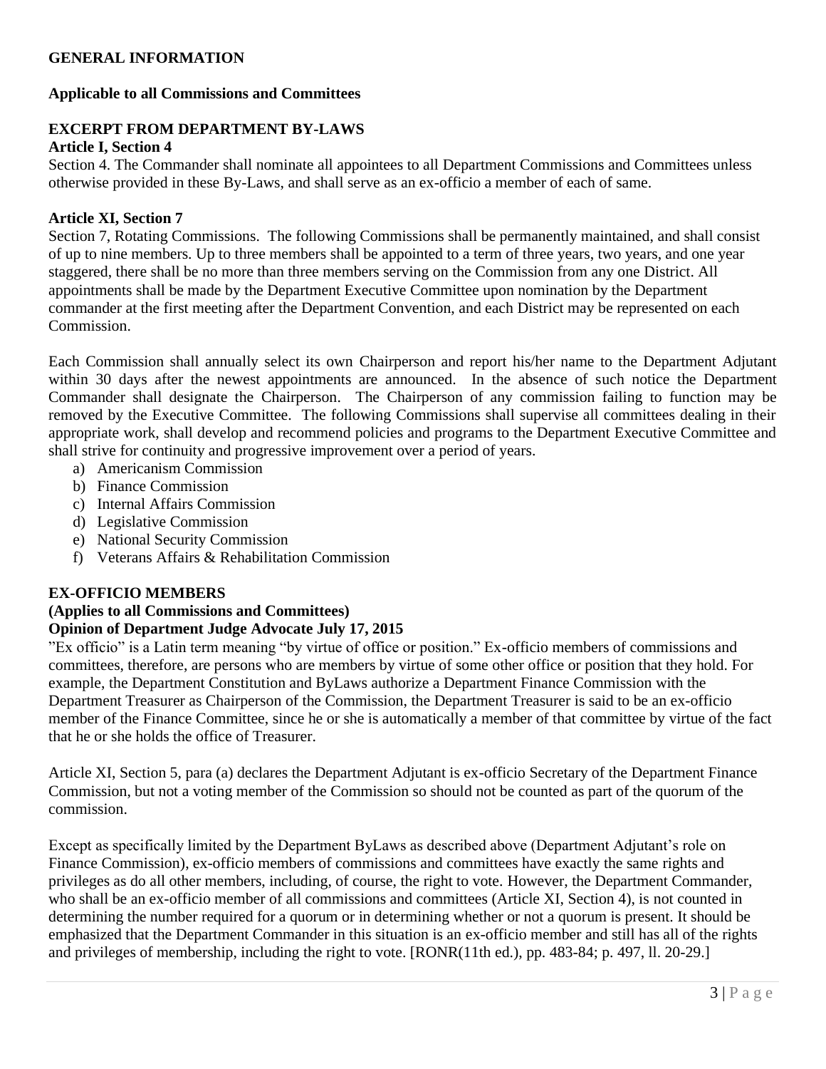## GENERAL INFORMATION

### Applicable to all Commissions and Committees

### EXCERPT FROM DEPARTMENT BY-LAWS

**Article I, Section 4**

Section 4. The Commander shall nominate all appointees to all Department Commissions and Committees unless otherwise provided in these By-Laws, and shall serve as an ex-officio a member of each of same.

**Article XI, Section 7**

Section 7, Rotating Commissions. The following Commissions shall be permanently maintained, and shall consist of up to nine members. Up to three members shall be appointed to a term of three years, two years, and one year staggered, there shall be no more than three members serving on the Commission from any one District. All appointments shall be made by the Department Executive Committee upon nomination by the Department commander at the first meeting after the Department Convention, and each District may be represented on each Commission.

Each Commission shall annually select its own Chairperson and report his/her name to the Department Adjutant within 30 days after the newest appointments are announced. In the absence of such notice the Department Commander shall designate the Chairperson. The Chairperson of any commission failing to function may be removed by the Executive Committee. The following Commissions shall supervise all committees dealing in their appropriate work, shall develop and recommend policies and programs to the Department Executive Committee and shall strive for continuity and progressive improvement over a period of years.

a) Americanism Commission
b) Finance Commission
c) Internal Affairs Commission
d) Legislative Commission
e) National Security Commission
f) Veterans Affairs & Rehabilitation Commission

### EX-OFFICIO MEMBERS

**(Applies to all Commissions and Committees)**

**Opinion of Department Judge Advocate July 17, 2015**

"Ex officio" is a Latin term meaning "by virtue of office or position." Ex-officio members of commissions and committees, therefore, are persons who are members by virtue of some other office or position that they hold. For example, the Department Constitution and ByLaws authorize a Department Finance Commission with the Department Treasurer as Chairperson of the Commission, the Department Treasurer is said to be an ex-officio member of the Finance Committee, since he or she is automatically a member of that committee by virtue of the fact that he or she holds the office of Treasurer.

Article XI, Section 5, para (a) declares the Department Adjutant is ex-officio Secretary of the Department Finance Commission, but not a voting member of the Commission so should not be counted as part of the quorum of the commission.

Except as specifically limited by the Department ByLaws as described above (Department Adjutant's role on Finance Commission), ex-officio members of commissions and committees have exactly the same rights and privileges as do all other members, including, of course, the right to vote. However, the Department Commander, who shall be an ex-officio member of all commissions and committees (Article XI, Section 4), is not counted in determining the number required for a quorum or in determining whether or not a quorum is present. It should be emphasized that the Department Commander in this situation is an ex-officio member and still has all of the rights and privileges of membership, including the right to vote. [RONR(11th ed.), pp. 483-84; p. 497, ll. 20-29.]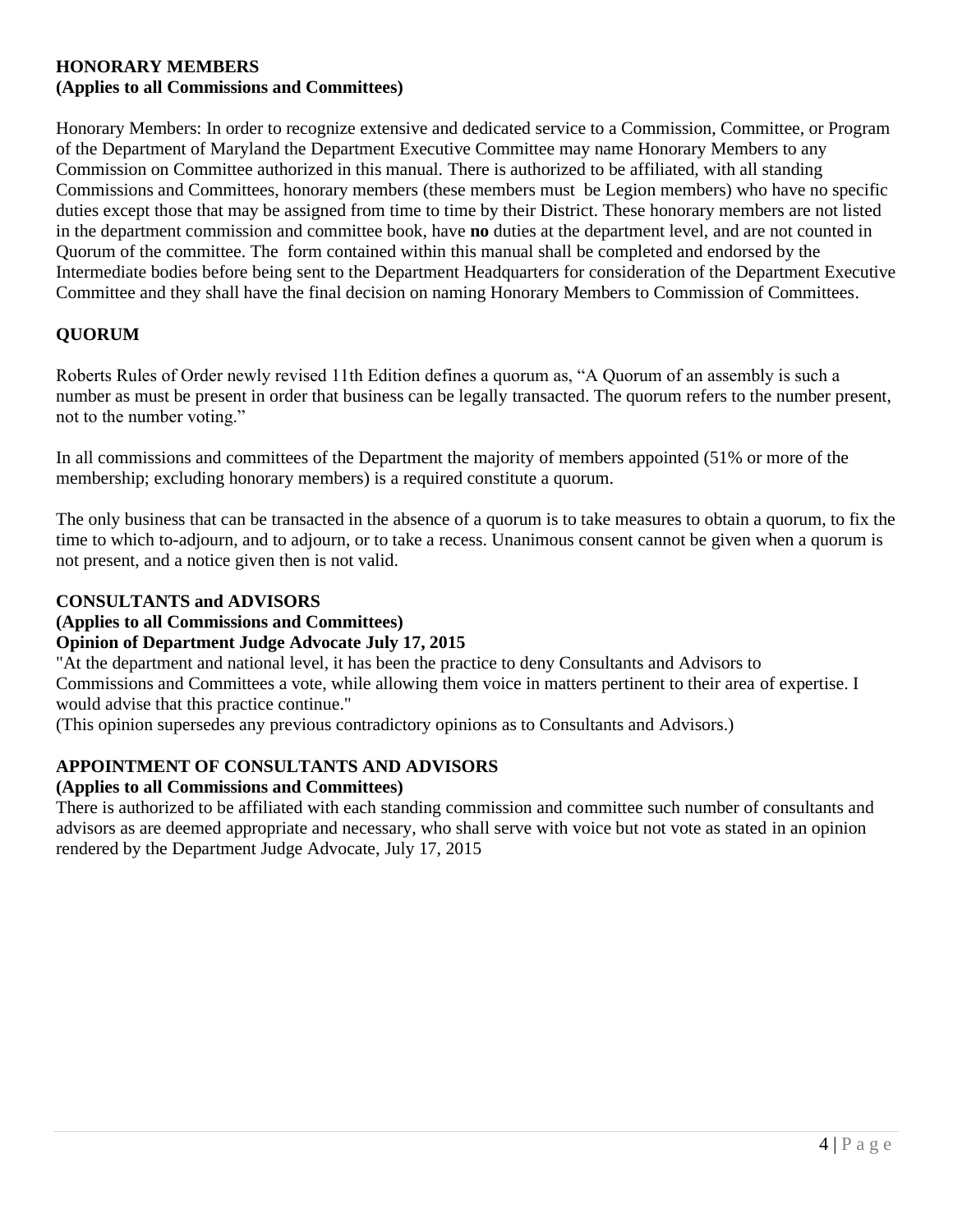**HONORARY MEMBERS**
**(Applies to all Commissions and Committees)**

Honorary Members: In order to recognize extensive and dedicated service to a Commission, Committee, or Program of the Department of Maryland the Department Executive Committee may name Honorary Members to any Commission on Committee authorized in this manual. There is authorized to be affiliated, with all standing Commissions and Committees, honorary members (these members must be Legion members) who have no specific duties except those that may be assigned from time to time by their District. These honorary members are not listed in the department commission and committee book, have **no** duties at the department level, and are not counted in Quorum of the committee. The form contained within this manual shall be completed and endorsed by the Intermediate bodies before being sent to the Department Headquarters for consideration of the Department Executive Committee and they shall have the final decision on naming Honorary Members to Commission of Committees.

**QUORUM**

Roberts Rules of Order newly revised 11th Edition defines a quorum as, "A Quorum of an assembly is such a number as must be present in order that business can be legally transacted. The quorum refers to the number present, not to the number voting."

In all commissions and committees of the Department the majority of members appointed (51% or more of the membership; excluding honorary members) is a required constitute a quorum.

The only business that can be transacted in the absence of a quorum is to take measures to obtain a quorum, to fix the time to which to-adjourn, and to adjourn, or to take a recess. Unanimous consent cannot be given when a quorum is not present, and a notice given then is not valid.

**CONSULTANTS and ADVISORS**
**(Applies to all Commissions and Committees)**
**Opinion of Department Judge Advocate July 17, 2015**

"At the department and national level, it has been the practice to deny Consultants and Advisors to Commissions and Committees a vote, while allowing them voice in matters pertinent to their area of expertise. I would advise that this practice continue."
(This opinion supersedes any previous contradictory opinions as to Consultants and Advisors.)

**APPOINTMENT OF CONSULTANTS AND ADVISORS**
**(Applies to all Commissions and Committees)**

There is authorized to be affiliated with each standing commission and committee such number of consultants and advisors as are deemed appropriate and necessary, who shall serve with voice but not vote as stated in an opinion rendered by the Department Judge Advocate, July 17, 2015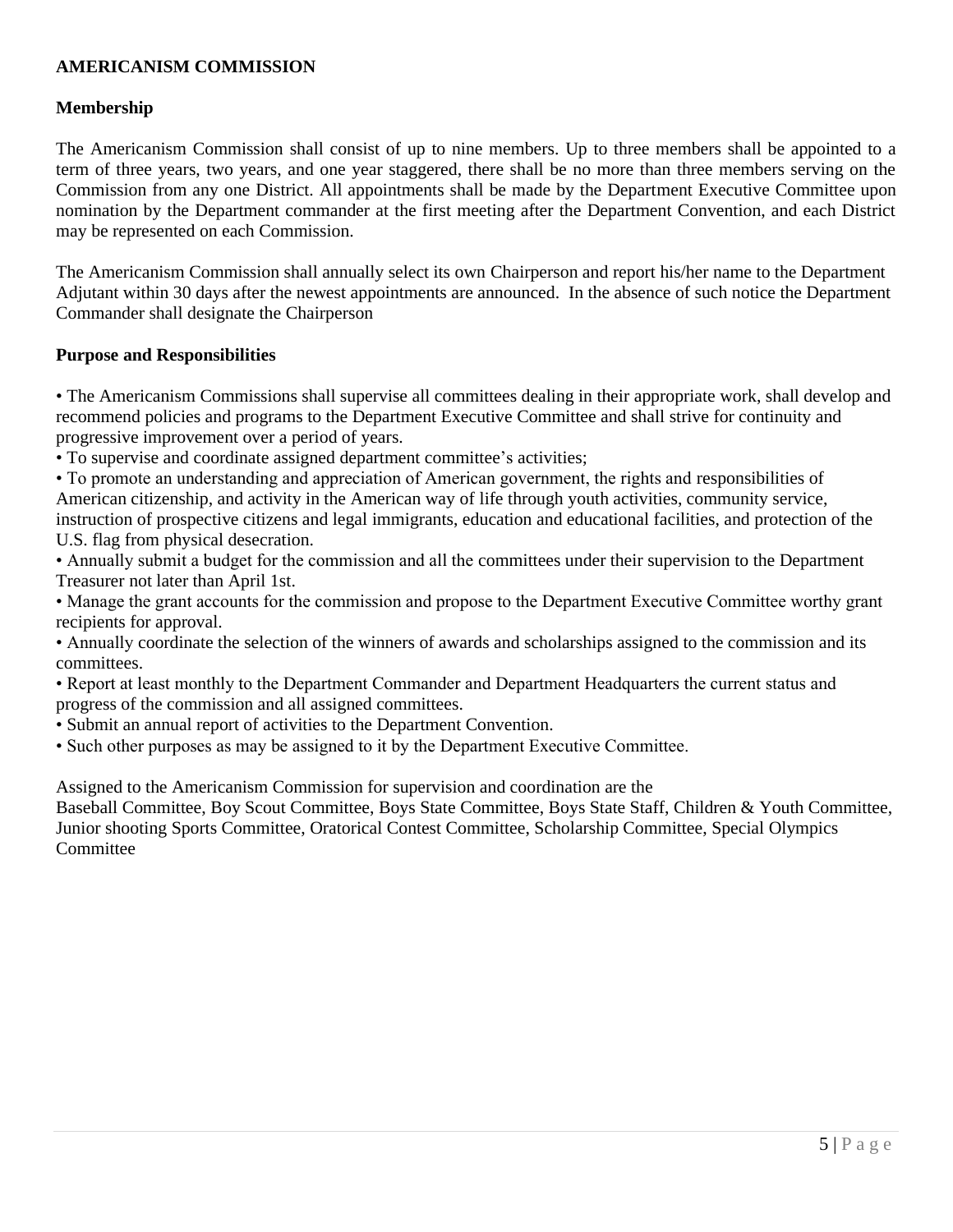**AMERICANISM COMMISSION**

**Membership**

The Americanism Commission shall consist of up to nine members. Up to three members shall be appointed to a term of three years, two years, and one year staggered, there shall be no more than three members serving on the Commission from any one District. All appointments shall be made by the Department Executive Committee upon nomination by the Department commander at the first meeting after the Department Convention, and each District may be represented on each Commission.

The Americanism Commission shall annually select its own Chairperson and report his/her name to the Department Adjutant within 30 days after the newest appointments are announced. In the absence of such notice the Department Commander shall designate the Chairperson

**Purpose and Responsibilities**

- The Americanism Commissions shall supervise all committees dealing in their appropriate work, shall develop and recommend policies and programs to the Department Executive Committee and shall strive for continuity and progressive improvement over a period of years.
- To supervise and coordinate assigned department committee's activities;
- To promote an understanding and appreciation of American government, the rights and responsibilities of American citizenship, and activity in the American way of life through youth activities, community service, instruction of prospective citizens and legal immigrants, education and educational facilities, and protection of the U.S. flag from physical desecration.
- Annually submit a budget for the commission and all the committees under their supervision to the Department Treasurer not later than April 1st.
- Manage the grant accounts for the commission and propose to the Department Executive Committee worthy grant recipients for approval.
- Annually coordinate the selection of the winners of awards and scholarships assigned to the commission and its committees.
- Report at least monthly to the Department Commander and Department Headquarters the current status and progress of the commission and all assigned committees.
- Submit an annual report of activities to the Department Convention.
- Such other purposes as may be assigned to it by the Department Executive Committee.

Assigned to the Americanism Commission for supervision and coordination are the
Baseball Committee, Boy Scout Committee, Boys State Committee, Boys State Staff, Children & Youth Committee, Junior shooting Sports Committee, Oratorical Contest Committee, Scholarship Committee, Special Olympics Committee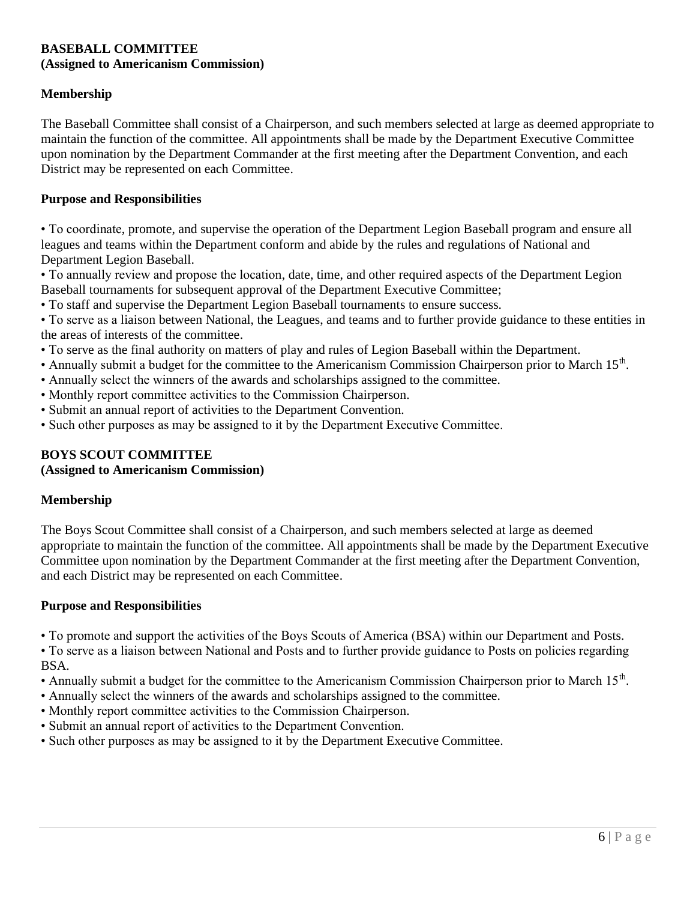**BASEBALL COMMITTEE**
**(Assigned to Americanism Commission)**

**Membership**

The Baseball Committee shall consist of a Chairperson, and such members selected at large as deemed appropriate to maintain the function of the committee. All appointments shall be made by the Department Executive Committee upon nomination by the Department Commander at the first meeting after the Department Convention, and each District may be represented on each Committee.

**Purpose and Responsibilities**

- To coordinate, promote, and supervise the operation of the Department Legion Baseball program and ensure all leagues and teams within the Department conform and abide by the rules and regulations of National and Department Legion Baseball.
- To annually review and propose the location, date, time, and other required aspects of the Department Legion Baseball tournaments for subsequent approval of the Department Executive Committee;
- To staff and supervise the Department Legion Baseball tournaments to ensure success.
- To serve as a liaison between National, the Leagues, and teams and to further provide guidance to these entities in the areas of interests of the committee.
- To serve as the final authority on matters of play and rules of Legion Baseball within the Department.
- Annually submit a budget for the committee to the Americanism Commission Chairperson prior to March 15th.
- Annually select the winners of the awards and scholarships assigned to the committee.
- Monthly report committee activities to the Commission Chairperson.
- Submit an annual report of activities to the Department Convention.
- Such other purposes as may be assigned to it by the Department Executive Committee.

**BOYS SCOUT COMMITTEE**
**(Assigned to Americanism Commission)**

**Membership**

The Boys Scout Committee shall consist of a Chairperson, and such members selected at large as deemed appropriate to maintain the function of the committee. All appointments shall be made by the Department Executive Committee upon nomination by the Department Commander at the first meeting after the Department Convention, and each District may be represented on each Committee.

**Purpose and Responsibilities**

- To promote and support the activities of the Boys Scouts of America (BSA) within our Department and Posts.
- To serve as a liaison between National and Posts and to further provide guidance to Posts on policies regarding BSA.
- Annually submit a budget for the committee to the Americanism Commission Chairperson prior to March 15th.
- Annually select the winners of the awards and scholarships assigned to the committee.
- Monthly report committee activities to the Commission Chairperson.
- Submit an annual report of activities to the Department Convention.
- Such other purposes as may be assigned to it by the Department Executive Committee.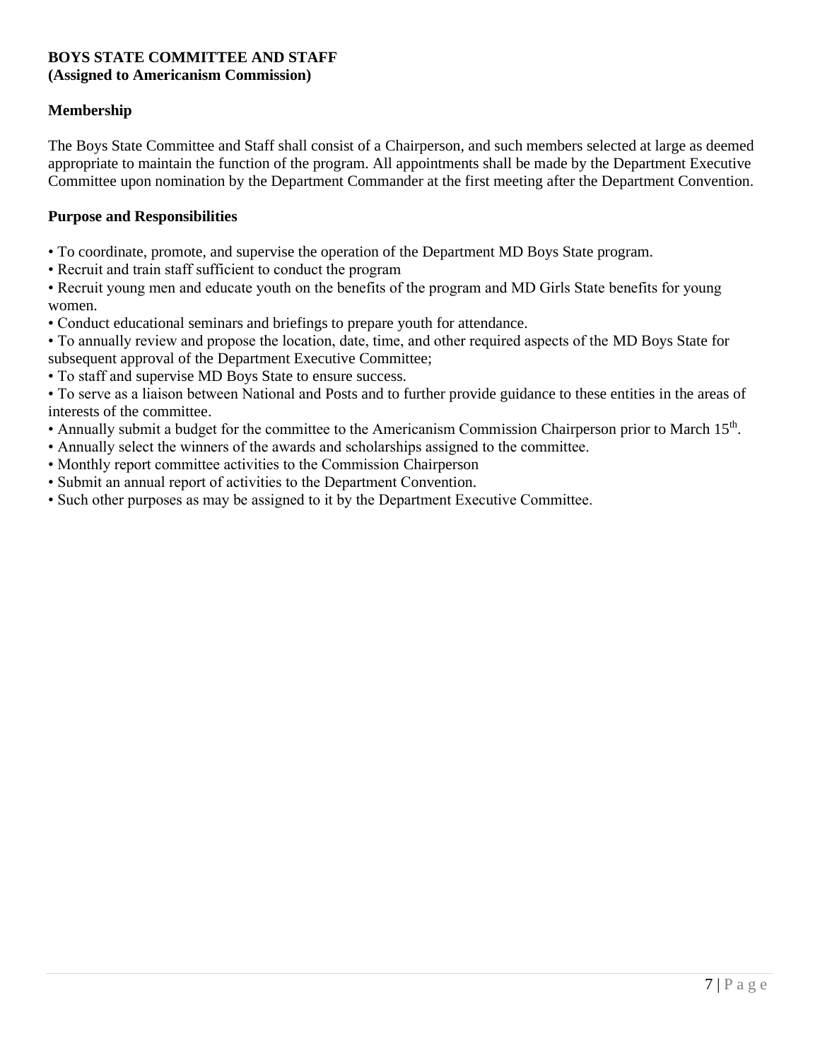**BOYS STATE COMMITTEE AND STAFF**
**(Assigned to Americanism Commission)**

**Membership**

The Boys State Committee and Staff shall consist of a Chairperson, and such members selected at large as deemed appropriate to maintain the function of the program. All appointments shall be made by the Department Executive Committee upon nomination by the Department Commander at the first meeting after the Department Convention.

**Purpose and Responsibilities**

- To coordinate, promote, and supervise the operation of the Department MD Boys State program.
- Recruit and train staff sufficient to conduct the program
- Recruit young men and educate youth on the benefits of the program and MD Girls State benefits for young women.
- Conduct educational seminars and briefings to prepare youth for attendance.
- To annually review and propose the location, date, time, and other required aspects of the MD Boys State for subsequent approval of the Department Executive Committee;
- To staff and supervise MD Boys State to ensure success.
- To serve as a liaison between National and Posts and to further provide guidance to these entities in the areas of interests of the committee.
- Annually submit a budget for the committee to the Americanism Commission Chairperson prior to March 15th.
- Annually select the winners of the awards and scholarships assigned to the committee.
- Monthly report committee activities to the Commission Chairperson
- Submit an annual report of activities to the Department Convention.
- Such other purposes as may be assigned to it by the Department Executive Committee.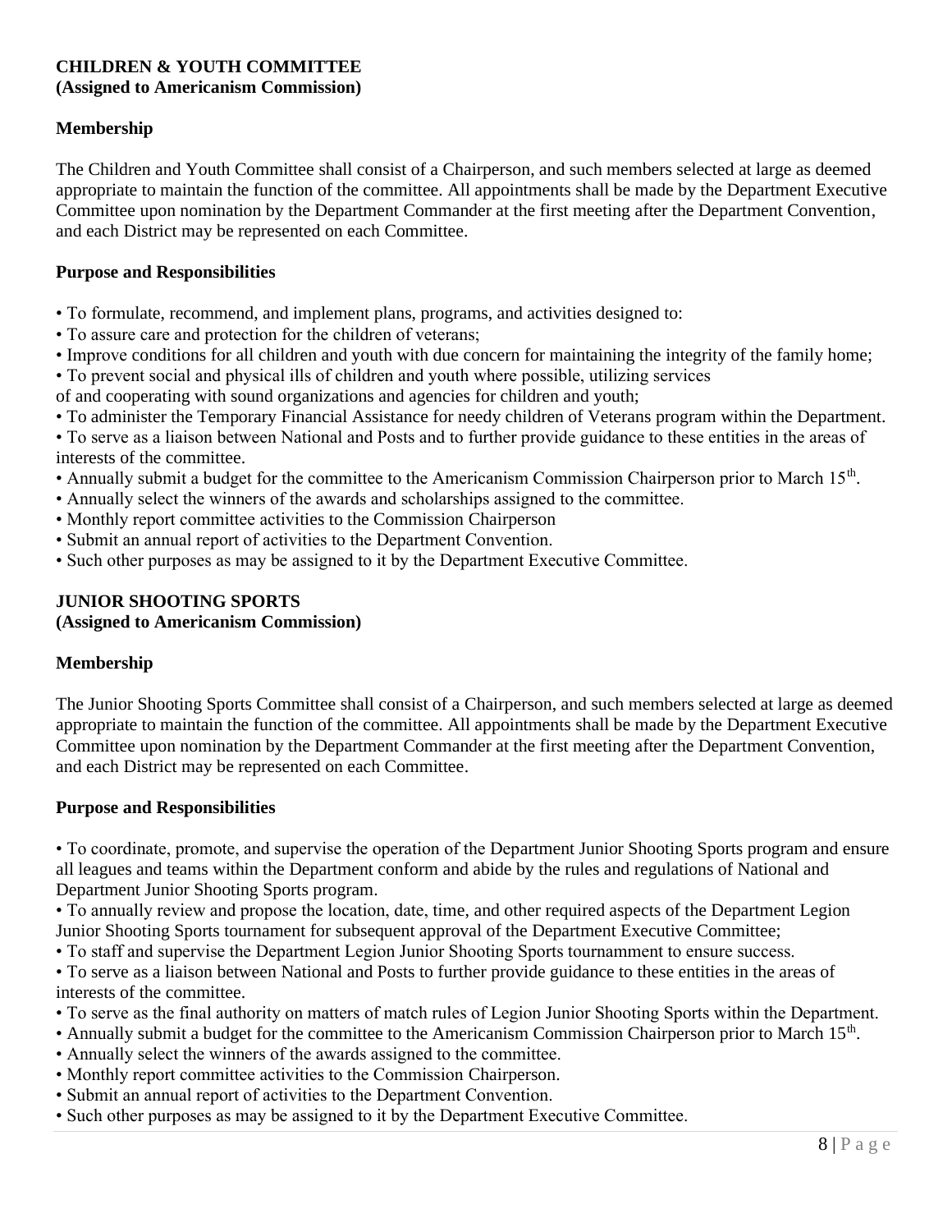**CHILDREN & YOUTH COMMITTEE**
**(Assigned to Americanism Commission)**

**Membership**

The Children and Youth Committee shall consist of a Chairperson, and such members selected at large as deemed appropriate to maintain the function of the committee. All appointments shall be made by the Department Executive Committee upon nomination by the Department Commander at the first meeting after the Department Convention, and each District may be represented on each Committee.

**Purpose and Responsibilities**

- To formulate, recommend, and implement plans, programs, and activities designed to:
- To assure care and protection for the children of veterans;
- Improve conditions for all children and youth with due concern for maintaining the integrity of the family home;
- To prevent social and physical ills of children and youth where possible, utilizing services of and cooperating with sound organizations and agencies for children and youth;
- To administer the Temporary Financial Assistance for needy children of Veterans program within the Department.
- To serve as a liaison between National and Posts and to further provide guidance to these entities in the areas of interests of the committee.
- Annually submit a budget for the committee to the Americanism Commission Chairperson prior to March 15th.
- Annually select the winners of the awards and scholarships assigned to the committee.
- Monthly report committee activities to the Commission Chairperson
- Submit an annual report of activities to the Department Convention.
- Such other purposes as may be assigned to it by the Department Executive Committee.

**JUNIOR SHOOTING SPORTS**
**(Assigned to Americanism Commission)**

**Membership**

The Junior Shooting Sports Committee shall consist of a Chairperson, and such members selected at large as deemed appropriate to maintain the function of the committee. All appointments shall be made by the Department Executive Committee upon nomination by the Department Commander at the first meeting after the Department Convention, and each District may be represented on each Committee.

**Purpose and Responsibilities**

- To coordinate, promote, and supervise the operation of the Department Junior Shooting Sports program and ensure all leagues and teams within the Department conform and abide by the rules and regulations of National and Department Junior Shooting Sports program.
- To annually review and propose the location, date, time, and other required aspects of the Department Legion Junior Shooting Sports tournament for subsequent approval of the Department Executive Committee;
- To staff and supervise the Department Legion Junior Shooting Sports tournamment to ensure success.
- To serve as a liaison between National and Posts to further provide guidance to these entities in the areas of interests of the committee.
- To serve as the final authority on matters of match rules of Legion Junior Shooting Sports within the Department.
- Annually submit a budget for the committee to the Americanism Commission Chairperson prior to March 15th.
- Annually select the winners of the awards assigned to the committee.
- Monthly report committee activities to the Commission Chairperson.
- Submit an annual report of activities to the Department Convention.
- Such other purposes as may be assigned to it by the Department Executive Committee.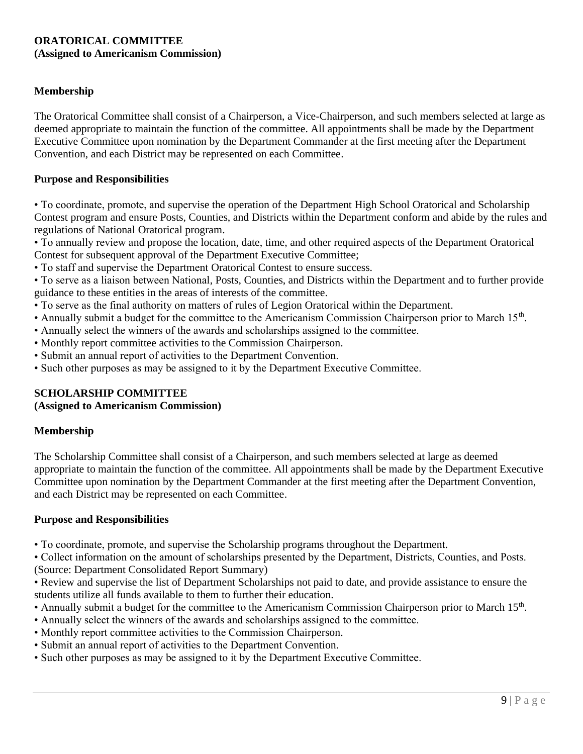## ORATORICAL COMMITTEE
**(Assigned to Americanism Commission)**

### Membership

The Oratorical Committee shall consist of a Chairperson, a Vice-Chairperson, and such members selected at large as deemed appropriate to maintain the function of the committee. All appointments shall be made by the Department Executive Committee upon nomination by the Department Commander at the first meeting after the Department Convention, and each District may be represented on each Committee.

### Purpose and Responsibilities

- To coordinate, promote, and supervise the operation of the Department High School Oratorical and Scholarship Contest program and ensure Posts, Counties, and Districts within the Department conform and abide by the rules and regulations of National Oratorical program.
- To annually review and propose the location, date, time, and other required aspects of the Department Oratorical Contest for subsequent approval of the Department Executive Committee;
- To staff and supervise the Department Oratorical Contest to ensure success.
- To serve as a liaison between National, Posts, Counties, and Districts within the Department and to further provide guidance to these entities in the areas of interests of the committee.
- To serve as the final authority on matters of rules of Legion Oratorical within the Department.
- Annually submit a budget for the committee to the Americanism Commission Chairperson prior to March 15th.
- Annually select the winners of the awards and scholarships assigned to the committee.
- Monthly report committee activities to the Commission Chairperson.
- Submit an annual report of activities to the Department Convention.
- Such other purposes as may be assigned to it by the Department Executive Committee.

## SCHOLARSHIP COMMITTEE
**(Assigned to Americanism Commission)**

### Membership

The Scholarship Committee shall consist of a Chairperson, and such members selected at large as deemed appropriate to maintain the function of the committee. All appointments shall be made by the Department Executive Committee upon nomination by the Department Commander at the first meeting after the Department Convention, and each District may be represented on each Committee.

### Purpose and Responsibilities

- To coordinate, promote, and supervise the Scholarship programs throughout the Department.
- Collect information on the amount of scholarships presented by the Department, Districts, Counties, and Posts. (Source: Department Consolidated Report Summary)
- Review and supervise the list of Department Scholarships not paid to date, and provide assistance to ensure the students utilize all funds available to them to further their education.
- Annually submit a budget for the committee to the Americanism Commission Chairperson prior to March 15th.
- Annually select the winners of the awards and scholarships assigned to the committee.
- Monthly report committee activities to the Commission Chairperson.
- Submit an annual report of activities to the Department Convention.
- Such other purposes as may be assigned to it by the Department Executive Committee.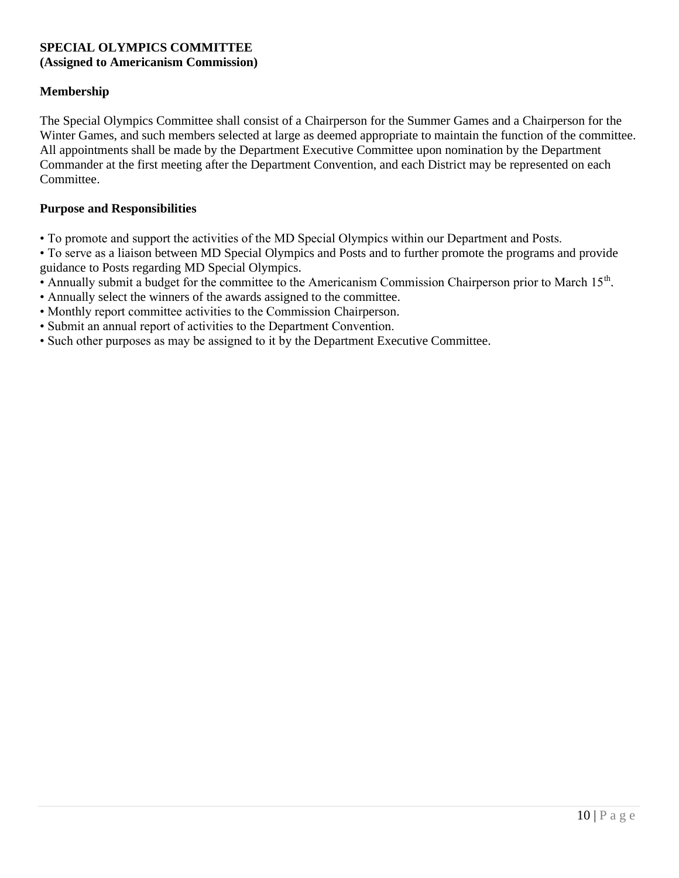**SPECIAL OLYMPICS COMMITTEE**
**(Assigned to Americanism Commission)**

**Membership**

The Special Olympics Committee shall consist of a Chairperson for the Summer Games and a Chairperson for the Winter Games, and such members selected at large as deemed appropriate to maintain the function of the committee. All appointments shall be made by the Department Executive Committee upon nomination by the Department Commander at the first meeting after the Department Convention, and each District may be represented on each Committee.

**Purpose and Responsibilities**

• To promote and support the activities of the MD Special Olympics within our Department and Posts.
• To serve as a liaison between MD Special Olympics and Posts and to further promote the programs and provide guidance to Posts regarding MD Special Olympics.
• Annually submit a budget for the committee to the Americanism Commission Chairperson prior to March 15th.
• Annually select the winners of the awards assigned to the committee.
• Monthly report committee activities to the Commission Chairperson.
• Submit an annual report of activities to the Department Convention.
• Such other purposes as may be assigned to it by the Department Executive Committee.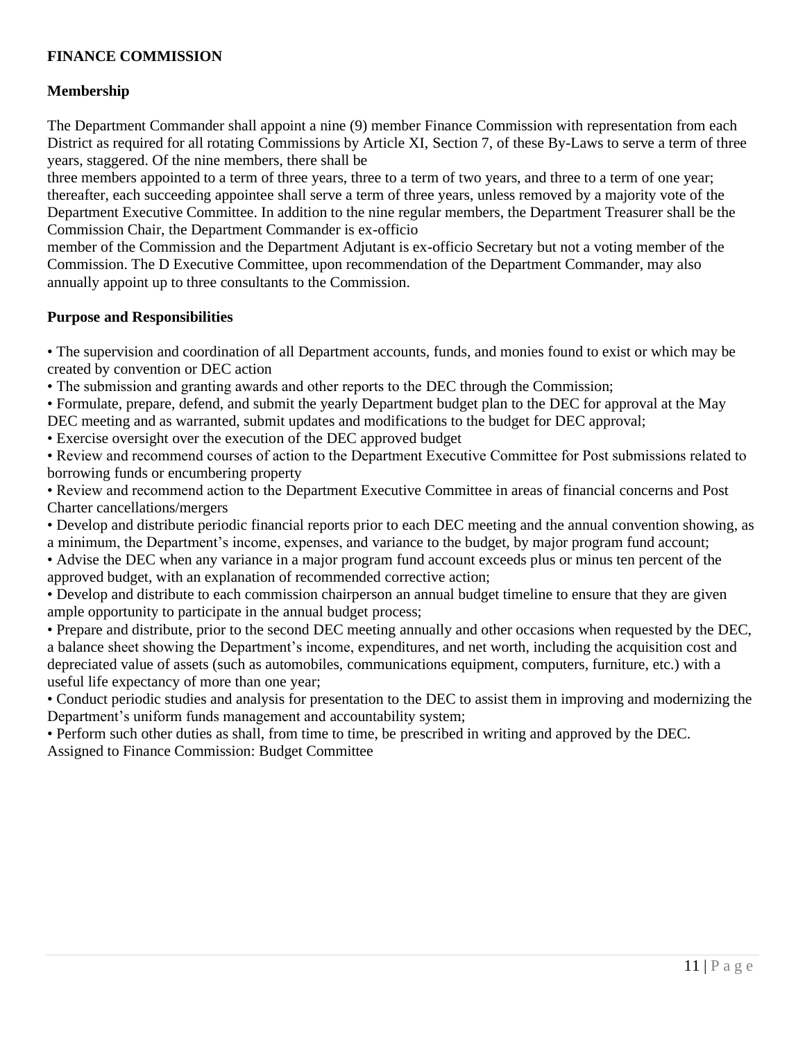**FINANCE COMMISSION**

**Membership**

The Department Commander shall appoint a nine (9) member Finance Commission with representation from each District as required for all rotating Commissions by Article XI, Section 7, of these By-Laws to serve a term of three years, staggered. Of the nine members, there shall be three members appointed to a term of three years, three to a term of two years, and three to a term of one year; thereafter, each succeeding appointee shall serve a term of three years, unless removed by a majority vote of the Department Executive Committee. In addition to the nine regular members, the Department Treasurer shall be the Commission Chair, the Department Commander is ex-officio member of the Commission and the Department Adjutant is ex-officio Secretary but not a voting member of the Commission. The D Executive Committee, upon recommendation of the Department Commander, may also annually appoint up to three consultants to the Commission.

**Purpose and Responsibilities**

- The supervision and coordination of all Department accounts, funds, and monies found to exist or which may be created by convention or DEC action
- The submission and granting awards and other reports to the DEC through the Commission;
- Formulate, prepare, defend, and submit the yearly Department budget plan to the DEC for approval at the May DEC meeting and as warranted, submit updates and modifications to the budget for DEC approval;
- Exercise oversight over the execution of the DEC approved budget
- Review and recommend courses of action to the Department Executive Committee for Post submissions related to borrowing funds or encumbering property
- Review and recommend action to the Department Executive Committee in areas of financial concerns and Post Charter cancellations/mergers
- Develop and distribute periodic financial reports prior to each DEC meeting and the annual convention showing, as a minimum, the Department's income, expenses, and variance to the budget, by major program fund account;
- Advise the DEC when any variance in a major program fund account exceeds plus or minus ten percent of the approved budget, with an explanation of recommended corrective action;
- Develop and distribute to each commission chairperson an annual budget timeline to ensure that they are given ample opportunity to participate in the annual budget process;
- Prepare and distribute, prior to the second DEC meeting annually and other occasions when requested by the DEC, a balance sheet showing the Department's income, expenditures, and net worth, including the acquisition cost and depreciated value of assets (such as automobiles, communications equipment, computers, furniture, etc.) with a useful life expectancy of more than one year;
- Conduct periodic studies and analysis for presentation to the DEC to assist them in improving and modernizing the Department's uniform funds management and accountability system;
- Perform such other duties as shall, from time to time, be prescribed in writing and approved by the DEC.

Assigned to Finance Commission: Budget Committee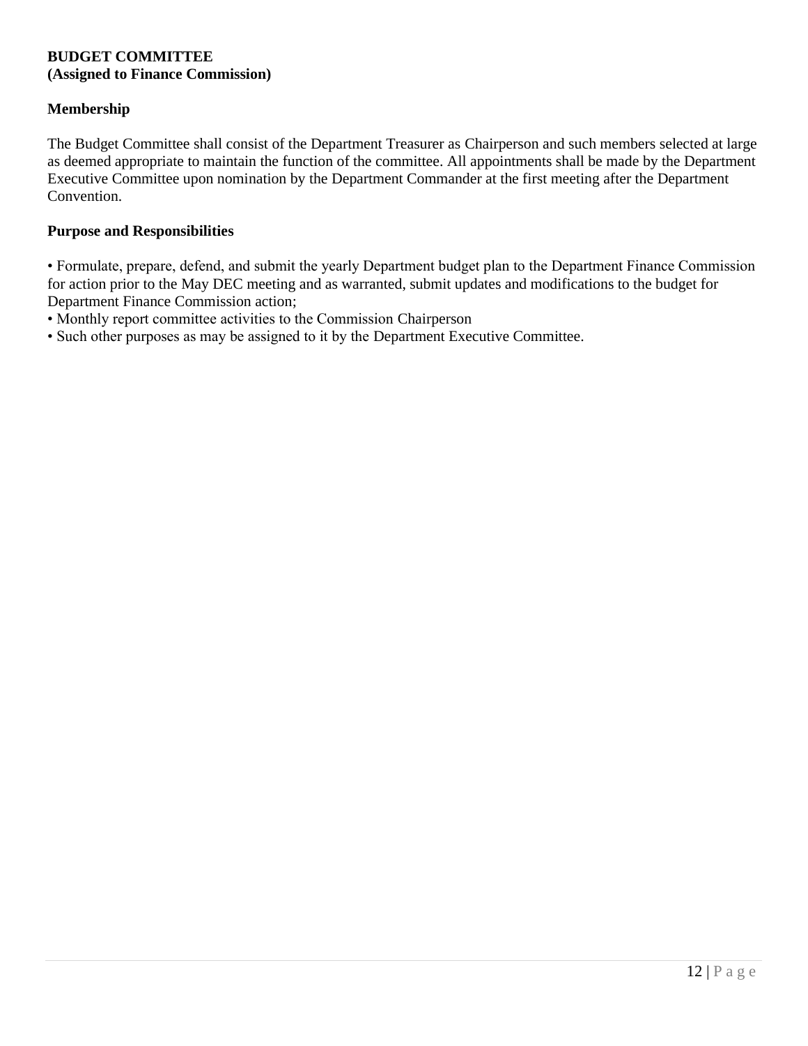**BUDGET COMMITTEE**
**(Assigned to Finance Commission)**

**Membership**

The Budget Committee shall consist of the Department Treasurer as Chairperson and such members selected at large as deemed appropriate to maintain the function of the committee. All appointments shall be made by the Department Executive Committee upon nomination by the Department Commander at the first meeting after the Department Convention.

**Purpose and Responsibilities**

- Formulate, prepare, defend, and submit the yearly Department budget plan to the Department Finance Commission for action prior to the May DEC meeting and as warranted, submit updates and modifications to the budget for Department Finance Commission action;
- Monthly report committee activities to the Commission Chairperson
- Such other purposes as may be assigned to it by the Department Executive Committee.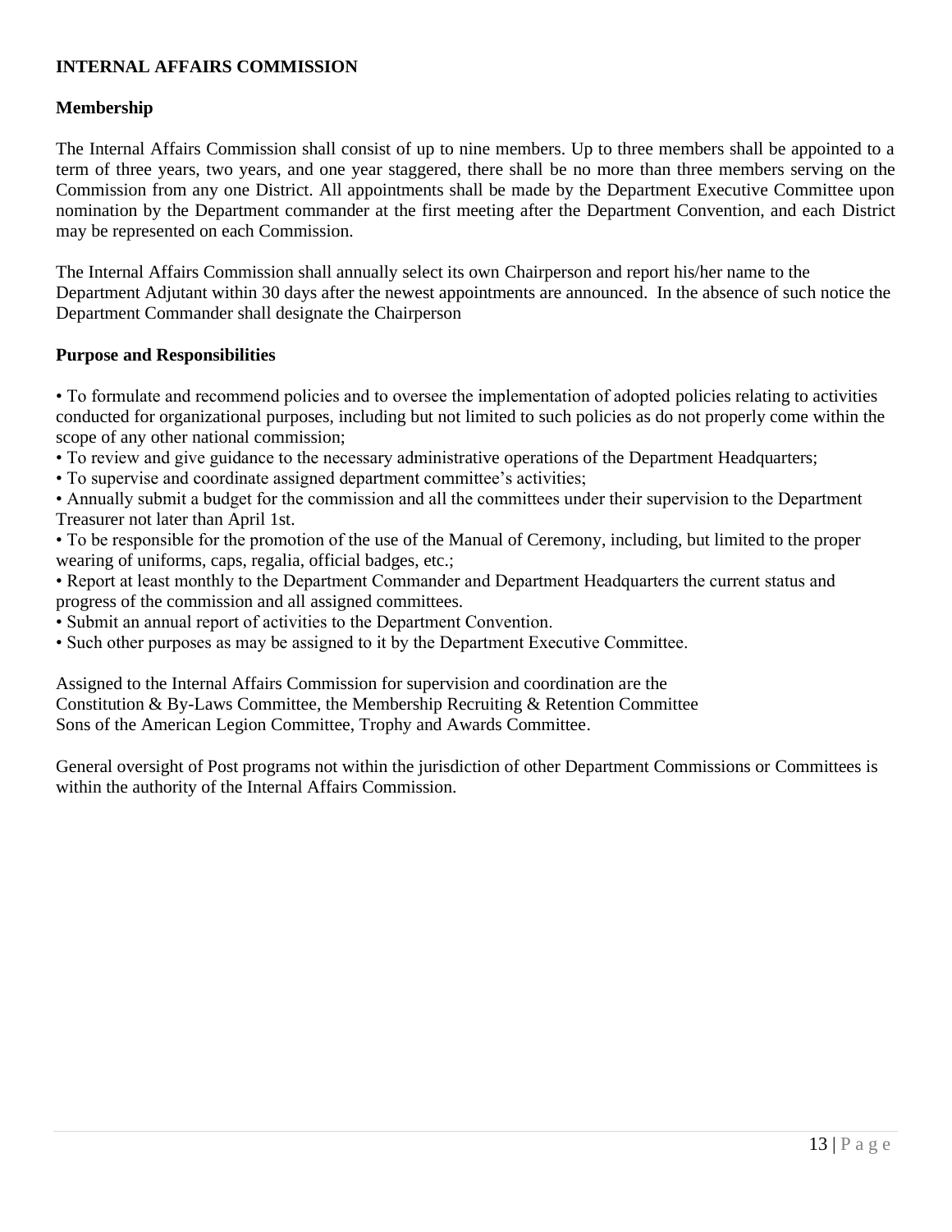**INTERNAL AFFAIRS COMMISSION**

**Membership**

The Internal Affairs Commission shall consist of up to nine members. Up to three members shall be appointed to a term of three years, two years, and one year staggered, there shall be no more than three members serving on the Commission from any one District. All appointments shall be made by the Department Executive Committee upon nomination by the Department commander at the first meeting after the Department Convention, and each District may be represented on each Commission.

The Internal Affairs Commission shall annually select its own Chairperson and report his/her name to the Department Adjutant within 30 days after the newest appointments are announced. In the absence of such notice the Department Commander shall designate the Chairperson

**Purpose and Responsibilities**

- To formulate and recommend policies and to oversee the implementation of adopted policies relating to activities conducted for organizational purposes, including but not limited to such policies as do not properly come within the scope of any other national commission;
- To review and give guidance to the necessary administrative operations of the Department Headquarters;
- To supervise and coordinate assigned department committee's activities;
- Annually submit a budget for the commission and all the committees under their supervision to the Department Treasurer not later than April 1st.
- To be responsible for the promotion of the use of the Manual of Ceremony, including, but limited to the proper wearing of uniforms, caps, regalia, official badges, etc.;
- Report at least monthly to the Department Commander and Department Headquarters the current status and progress of the commission and all assigned committees.
- Submit an annual report of activities to the Department Convention.
- Such other purposes as may be assigned to it by the Department Executive Committee.

Assigned to the Internal Affairs Commission for supervision and coordination are the Constitution & By-Laws Committee, the Membership Recruiting & Retention Committee Sons of the American Legion Committee, Trophy and Awards Committee.

General oversight of Post programs not within the jurisdiction of other Department Commissions or Committees is within the authority of the Internal Affairs Commission.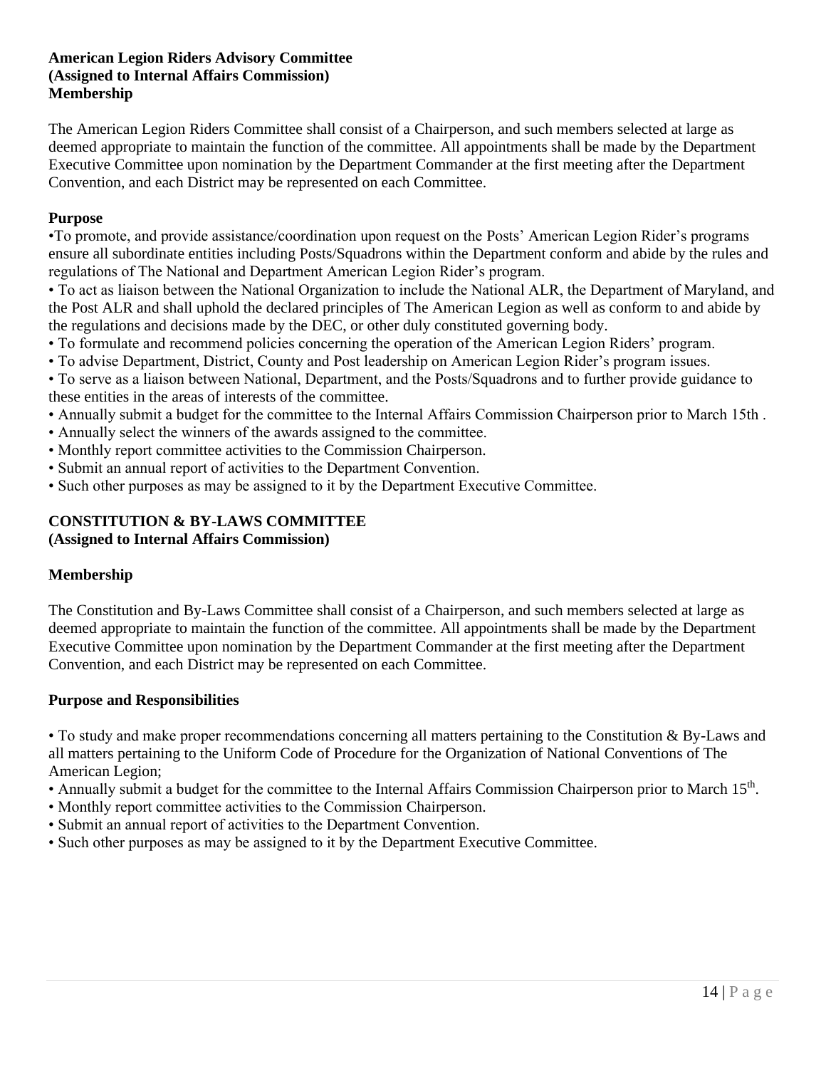**American Legion Riders Advisory Committee**
**(Assigned to Internal Affairs Commission)**
**Membership**

The American Legion Riders Committee shall consist of a Chairperson, and such members selected at large as deemed appropriate to maintain the function of the committee. All appointments shall be made by the Department Executive Committee upon nomination by the Department Commander at the first meeting after the Department Convention, and each District may be represented on each Committee.

**Purpose**

- To promote, and provide assistance/coordination upon request on the Posts' American Legion Rider's programs ensure all subordinate entities including Posts/Squadrons within the Department conform and abide by the rules and regulations of The National and Department American Legion Rider's program.
- To act as liaison between the National Organization to include the National ALR, the Department of Maryland, and the Post ALR and shall uphold the declared principles of The American Legion as well as conform to and abide by the regulations and decisions made by the DEC, or other duly constituted governing body.
- To formulate and recommend policies concerning the operation of the American Legion Riders' program.
- To advise Department, District, County and Post leadership on American Legion Rider's program issues.
- To serve as a liaison between National, Department, and the Posts/Squadrons and to further provide guidance to these entities in the areas of interests of the committee.
- Annually submit a budget for the committee to the Internal Affairs Commission Chairperson prior to March 15th .
- Annually select the winners of the awards assigned to the committee.
- Monthly report committee activities to the Commission Chairperson.
- Submit an annual report of activities to the Department Convention.
- Such other purposes as may be assigned to it by the Department Executive Committee.

**CONSTITUTION & BY-LAWS COMMITTEE**
**(Assigned to Internal Affairs Commission)**

**Membership**

The Constitution and By-Laws Committee shall consist of a Chairperson, and such members selected at large as deemed appropriate to maintain the function of the committee. All appointments shall be made by the Department Executive Committee upon nomination by the Department Commander at the first meeting after the Department Convention, and each District may be represented on each Committee.

**Purpose and Responsibilities**

- To study and make proper recommendations concerning all matters pertaining to the Constitution & By-Laws and all matters pertaining to the Uniform Code of Procedure for the Organization of National Conventions of The American Legion;
- Annually submit a budget for the committee to the Internal Affairs Commission Chairperson prior to March 15th.
- Monthly report committee activities to the Commission Chairperson.
- Submit an annual report of activities to the Department Convention.
- Such other purposes as may be assigned to it by the Department Executive Committee.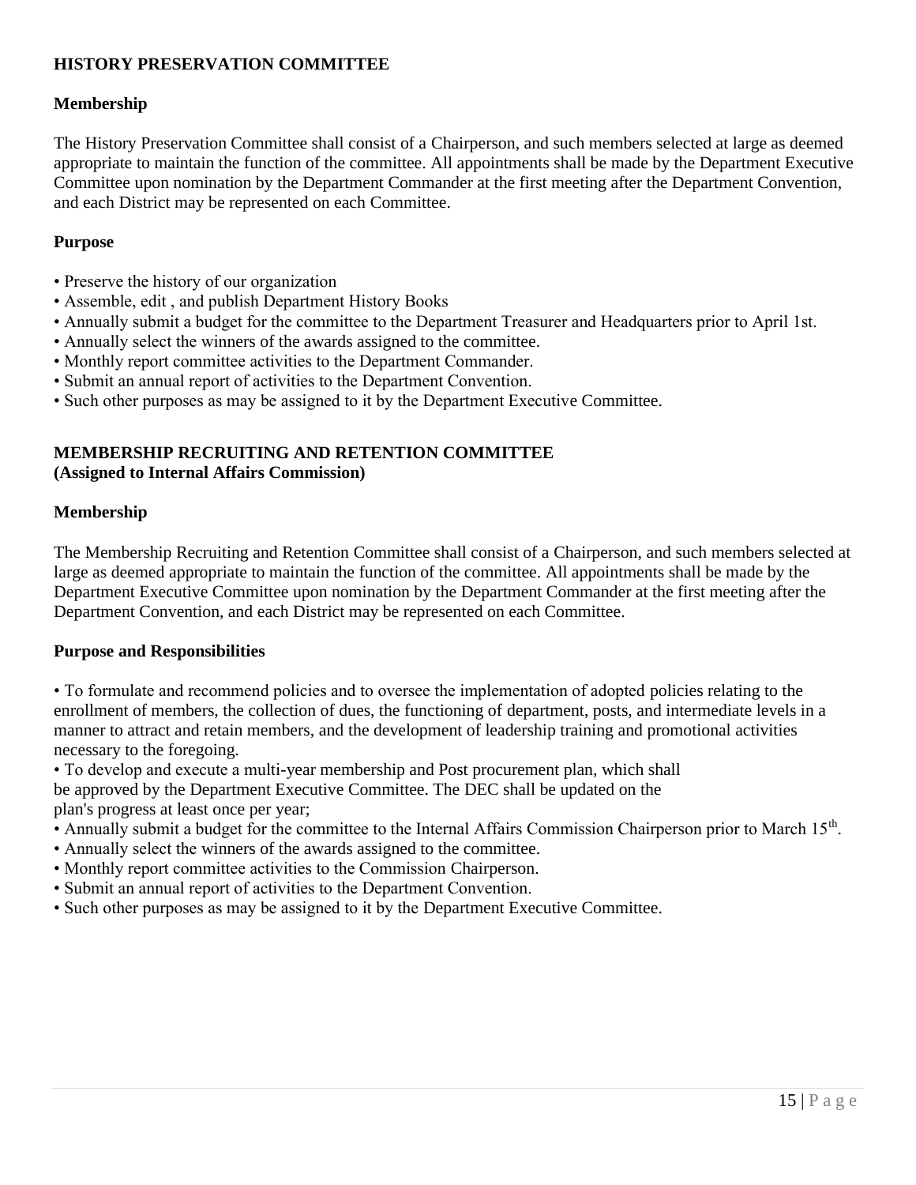## HISTORY PRESERVATION COMMITTEE

### Membership

The History Preservation Committee shall consist of a Chairperson, and such members selected at large as deemed appropriate to maintain the function of the committee. All appointments shall be made by the Department Executive Committee upon nomination by the Department Commander at the first meeting after the Department Convention, and each District may be represented on each Committee.

### Purpose

- Preserve the history of our organization
- Assemble, edit , and publish Department History Books
- Annually submit a budget for the committee to the Department Treasurer and Headquarters prior to April 1st.
- Annually select the winners of the awards assigned to the committee.
- Monthly report committee activities to the Department Commander.
- Submit an annual report of activities to the Department Convention.
- Such other purposes as may be assigned to it by the Department Executive Committee.

## MEMBERSHIP RECRUITING AND RETENTION COMMITTEE
**(Assigned to Internal Affairs Commission)**

### Membership

The Membership Recruiting and Retention Committee shall consist of a Chairperson, and such members selected at large as deemed appropriate to maintain the function of the committee. All appointments shall be made by the Department Executive Committee upon nomination by the Department Commander at the first meeting after the Department Convention, and each District may be represented on each Committee.

### Purpose and Responsibilities

- To formulate and recommend policies and to oversee the implementation of adopted policies relating to the enrollment of members, the collection of dues, the functioning of department, posts, and intermediate levels in a manner to attract and retain members, and the development of leadership training and promotional activities necessary to the foregoing.
- To develop and execute a multi-year membership and Post procurement plan, which shall be approved by the Department Executive Committee. The DEC shall be updated on the plan's progress at least once per year;
- Annually submit a budget for the committee to the Internal Affairs Commission Chairperson prior to March 15th.
- Annually select the winners of the awards assigned to the committee.
- Monthly report committee activities to the Commission Chairperson.
- Submit an annual report of activities to the Department Convention.
- Such other purposes as may be assigned to it by the Department Executive Committee.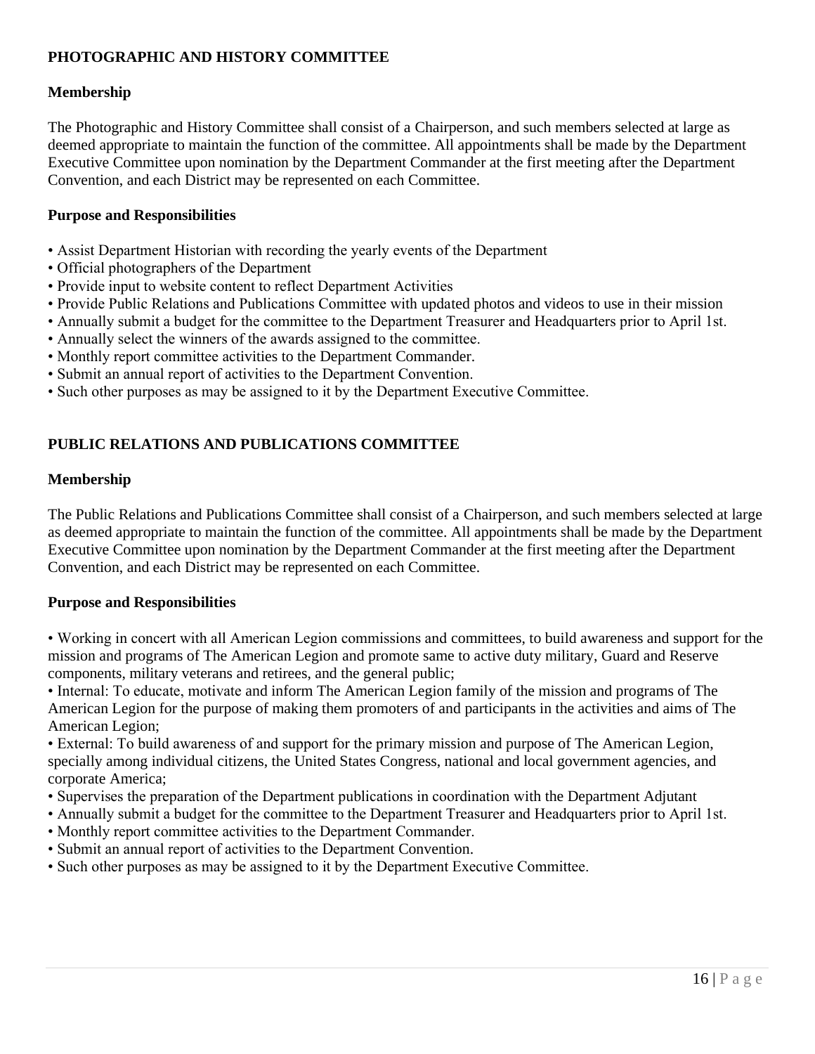## PHOTOGRAPHIC AND HISTORY COMMITTEE

### Membership

The Photographic and History Committee shall consist of a Chairperson, and such members selected at large as deemed appropriate to maintain the function of the committee. All appointments shall be made by the Department Executive Committee upon nomination by the Department Commander at the first meeting after the Department Convention, and each District may be represented on each Committee.

### Purpose and Responsibilities

- Assist Department Historian with recording the yearly events of the Department
- Official photographers of the Department
- Provide input to website content to reflect Department Activities
- Provide Public Relations and Publications Committee with updated photos and videos to use in their mission
- Annually submit a budget for the committee to the Department Treasurer and Headquarters prior to April 1st.
- Annually select the winners of the awards assigned to the committee.
- Monthly report committee activities to the Department Commander.
- Submit an annual report of activities to the Department Convention.
- Such other purposes as may be assigned to it by the Department Executive Committee.

## PUBLIC RELATIONS AND PUBLICATIONS COMMITTEE

### Membership

The Public Relations and Publications Committee shall consist of a Chairperson, and such members selected at large as deemed appropriate to maintain the function of the committee. All appointments shall be made by the Department Executive Committee upon nomination by the Department Commander at the first meeting after the Department Convention, and each District may be represented on each Committee.

### Purpose and Responsibilities

- Working in concert with all American Legion commissions and committees, to build awareness and support for the mission and programs of The American Legion and promote same to active duty military, Guard and Reserve components, military veterans and retirees, and the general public;
- Internal: To educate, motivate and inform The American Legion family of the mission and programs of The American Legion for the purpose of making them promoters of and participants in the activities and aims of The American Legion;
- External: To build awareness of and support for the primary mission and purpose of The American Legion, specially among individual citizens, the United States Congress, national and local government agencies, and corporate America;
- Supervises the preparation of the Department publications in coordination with the Department Adjutant
- Annually submit a budget for the committee to the Department Treasurer and Headquarters prior to April 1st.
- Monthly report committee activities to the Department Commander.
- Submit an annual report of activities to the Department Convention.
- Such other purposes as may be assigned to it by the Department Executive Committee.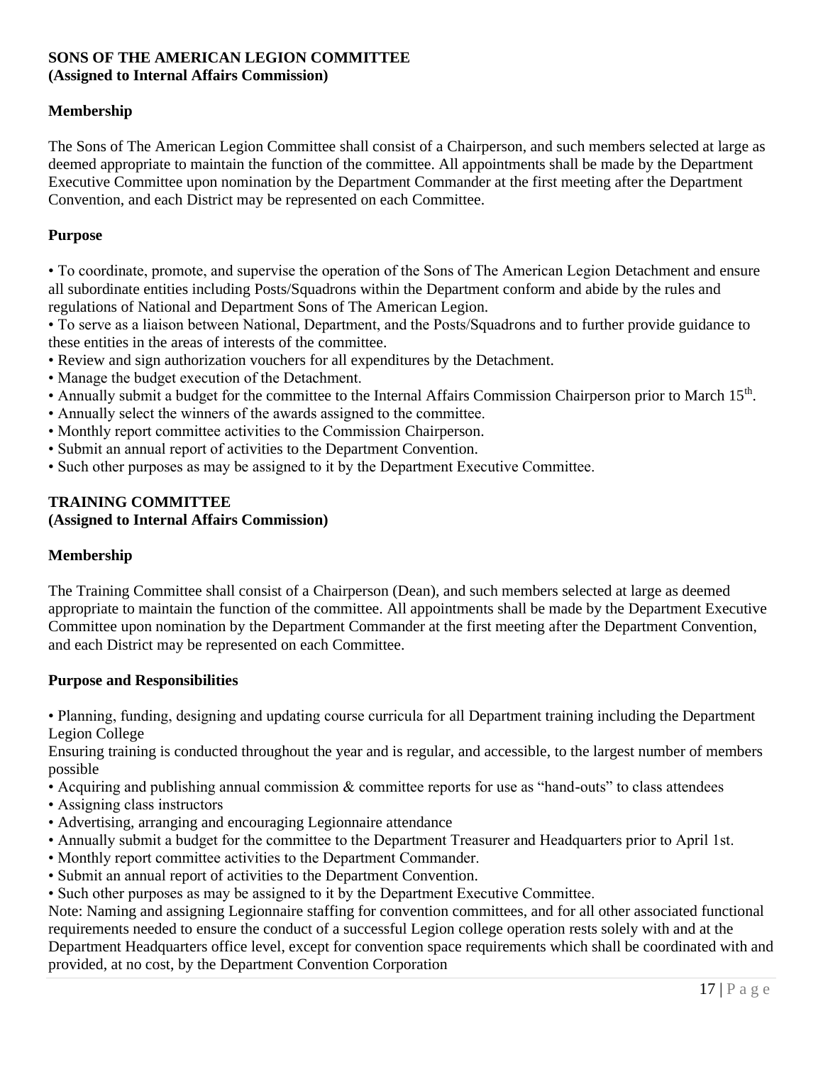**SONS OF THE AMERICAN LEGION COMMITTEE**
**(Assigned to Internal Affairs Commission)**

**Membership**

The Sons of The American Legion Committee shall consist of a Chairperson, and such members selected at large as deemed appropriate to maintain the function of the committee. All appointments shall be made by the Department Executive Committee upon nomination by the Department Commander at the first meeting after the Department Convention, and each District may be represented on each Committee.

**Purpose**

- To coordinate, promote, and supervise the operation of the Sons of The American Legion Detachment and ensure all subordinate entities including Posts/Squadrons within the Department conform and abide by the rules and regulations of National and Department Sons of The American Legion.
- To serve as a liaison between National, Department, and the Posts/Squadrons and to further provide guidance to these entities in the areas of interests of the committee.
- Review and sign authorization vouchers for all expenditures by the Detachment.
- Manage the budget execution of the Detachment.
- Annually submit a budget for the committee to the Internal Affairs Commission Chairperson prior to March 15th.
- Annually select the winners of the awards assigned to the committee.
- Monthly report committee activities to the Commission Chairperson.
- Submit an annual report of activities to the Department Convention.
- Such other purposes as may be assigned to it by the Department Executive Committee.

**TRAINING COMMITTEE**
**(Assigned to Internal Affairs Commission)**

**Membership**

The Training Committee shall consist of a Chairperson (Dean), and such members selected at large as deemed appropriate to maintain the function of the committee. All appointments shall be made by the Department Executive Committee upon nomination by the Department Commander at the first meeting after the Department Convention, and each District may be represented on each Committee.

**Purpose and Responsibilities**

- Planning, funding, designing and updating course curricula for all Department training including the Department Legion College

Ensuring training is conducted throughout the year and is regular, and accessible, to the largest number of members possible

- Acquiring and publishing annual commission & committee reports for use as "hand-outs" to class attendees
- Assigning class instructors
- Advertising, arranging and encouraging Legionnaire attendance
- Annually submit a budget for the committee to the Department Treasurer and Headquarters prior to April 1st.
- Monthly report committee activities to the Department Commander.
- Submit an annual report of activities to the Department Convention.
- Such other purposes as may be assigned to it by the Department Executive Committee.

Note: Naming and assigning Legionnaire staffing for convention committees, and for all other associated functional requirements needed to ensure the conduct of a successful Legion college operation rests solely with and at the Department Headquarters office level, except for convention space requirements which shall be coordinated with and provided, at no cost, by the Department Convention Corporation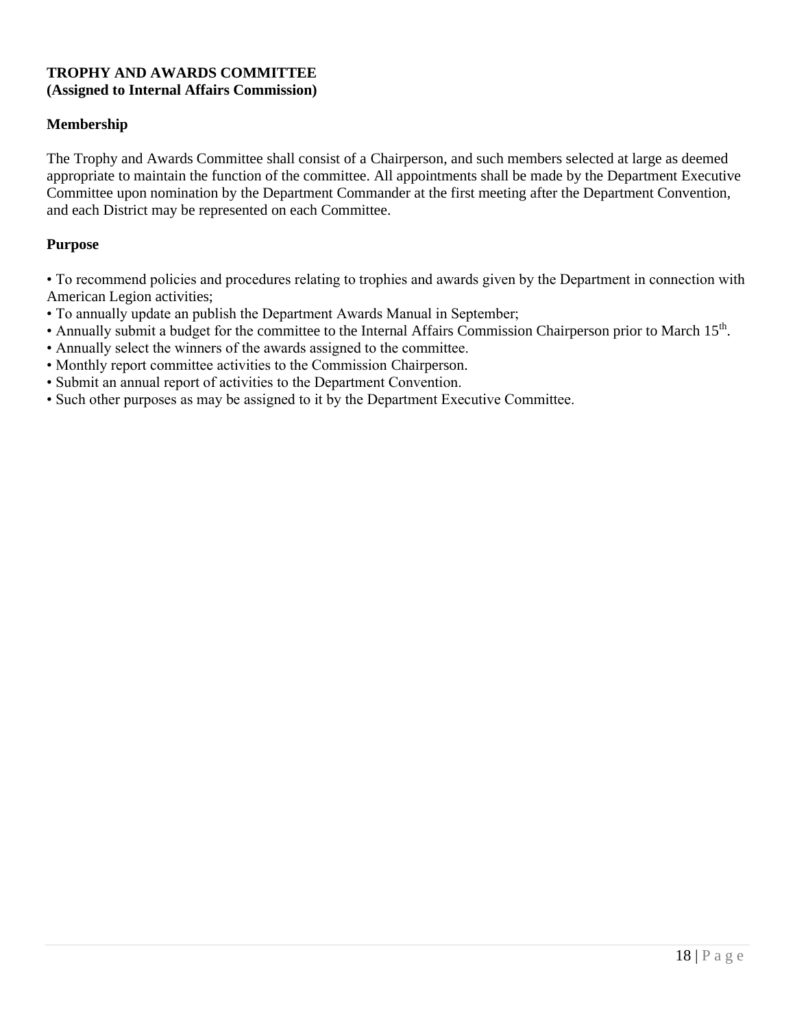**TROPHY AND AWARDS COMMITTEE**
**(Assigned to Internal Affairs Commission)**

**Membership**

The Trophy and Awards Committee shall consist of a Chairperson, and such members selected at large as deemed appropriate to maintain the function of the committee. All appointments shall be made by the Department Executive Committee upon nomination by the Department Commander at the first meeting after the Department Convention, and each District may be represented on each Committee.

**Purpose**

- To recommend policies and procedures relating to trophies and awards given by the Department in connection with American Legion activities;
- To annually update an publish the Department Awards Manual in September;
- Annually submit a budget for the committee to the Internal Affairs Commission Chairperson prior to March 15th.
- Annually select the winners of the awards assigned to the committee.
- Monthly report committee activities to the Commission Chairperson.
- Submit an annual report of activities to the Department Convention.
- Such other purposes as may be assigned to it by the Department Executive Committee.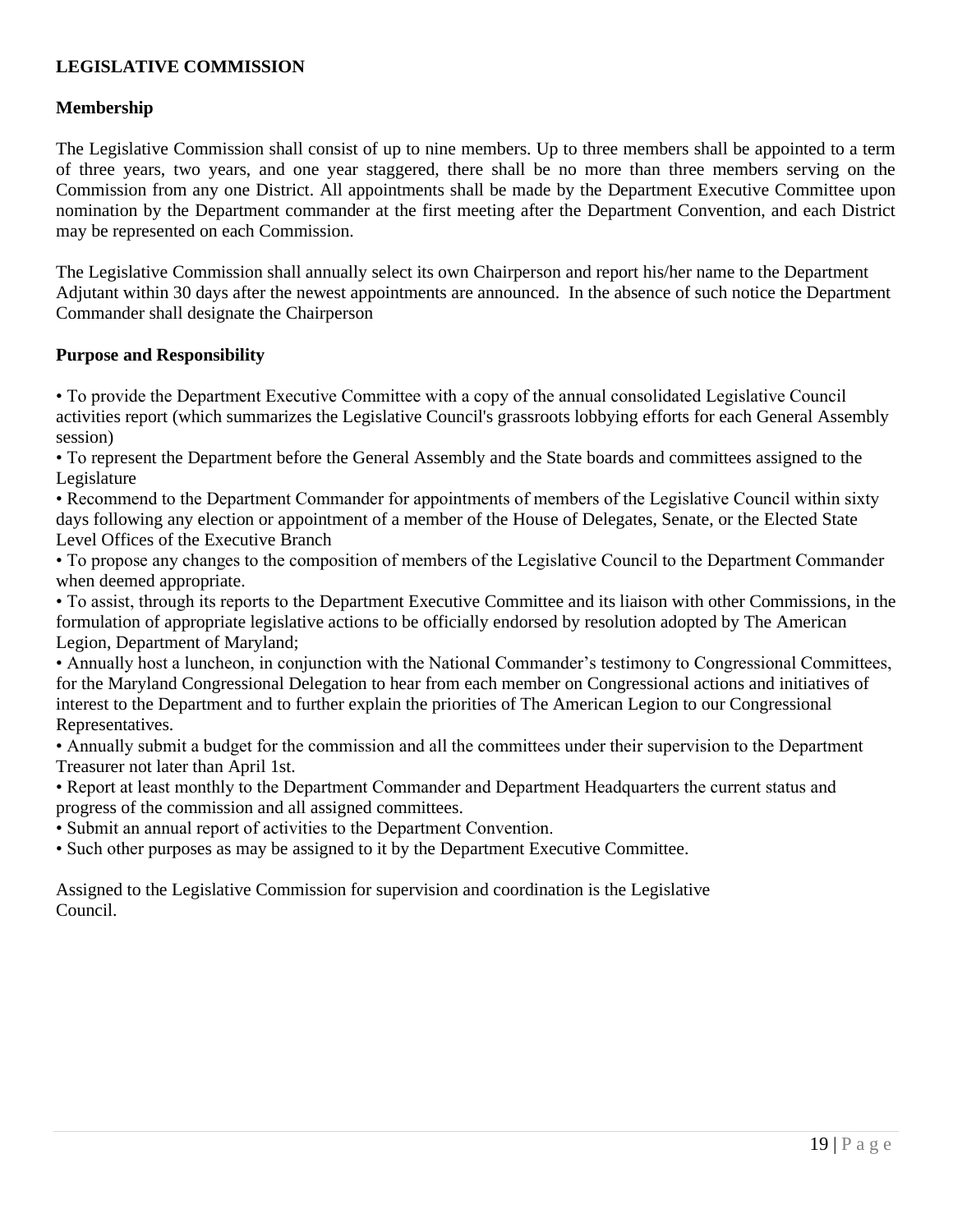**LEGISLATIVE COMMISSION**

**Membership**

The Legislative Commission shall consist of up to nine members. Up to three members shall be appointed to a term of three years, two years, and one year staggered, there shall be no more than three members serving on the Commission from any one District. All appointments shall be made by the Department Executive Committee upon nomination by the Department commander at the first meeting after the Department Convention, and each District may be represented on each Commission.

The Legislative Commission shall annually select its own Chairperson and report his/her name to the Department Adjutant within 30 days after the newest appointments are announced. In the absence of such notice the Department Commander shall designate the Chairperson

**Purpose and Responsibility**

• To provide the Department Executive Committee with a copy of the annual consolidated Legislative Council activities report (which summarizes the Legislative Council's grassroots lobbying efforts for each General Assembly session)
• To represent the Department before the General Assembly and the State boards and committees assigned to the Legislature
• Recommend to the Department Commander for appointments of members of the Legislative Council within sixty days following any election or appointment of a member of the House of Delegates, Senate, or the Elected State Level Offices of the Executive Branch
• To propose any changes to the composition of members of the Legislative Council to the Department Commander when deemed appropriate.
• To assist, through its reports to the Department Executive Committee and its liaison with other Commissions, in the formulation of appropriate legislative actions to be officially endorsed by resolution adopted by The American Legion, Department of Maryland;
• Annually host a luncheon, in conjunction with the National Commander's testimony to Congressional Committees, for the Maryland Congressional Delegation to hear from each member on Congressional actions and initiatives of interest to the Department and to further explain the priorities of The American Legion to our Congressional Representatives.
• Annually submit a budget for the commission and all the committees under their supervision to the Department Treasurer not later than April 1st.
• Report at least monthly to the Department Commander and Department Headquarters the current status and progress of the commission and all assigned committees.
• Submit an annual report of activities to the Department Convention.
• Such other purposes as may be assigned to it by the Department Executive Committee.

Assigned to the Legislative Commission for supervision and coordination is the Legislative Council.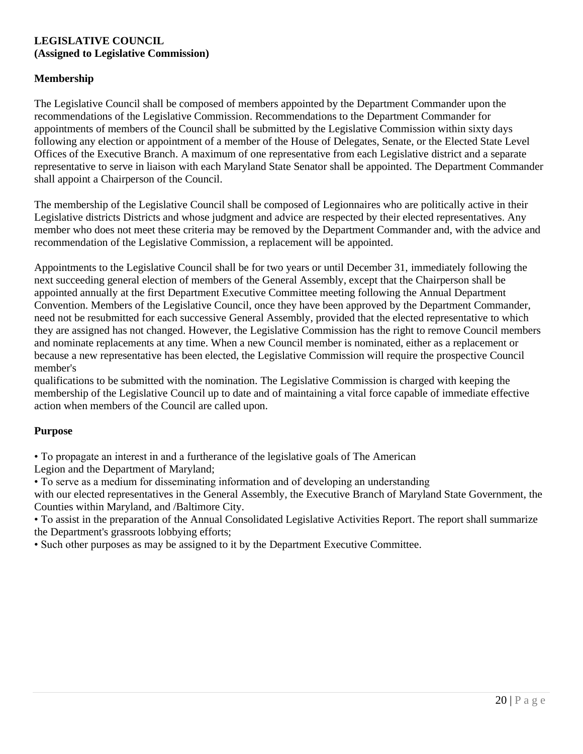**LEGISLATIVE COUNCIL**
**(Assigned to Legislative Commission)**

**Membership**

The Legislative Council shall be composed of members appointed by the Department Commander upon the recommendations of the Legislative Commission. Recommendations to the Department Commander for appointments of members of the Council shall be submitted by the Legislative Commission within sixty days following any election or appointment of a member of the House of Delegates, Senate, or the Elected State Level Offices of the Executive Branch. A maximum of one representative from each Legislative district and a separate representative to serve in liaison with each Maryland State Senator shall be appointed. The Department Commander shall appoint a Chairperson of the Council.

The membership of the Legislative Council shall be composed of Legionnaires who are politically active in their Legislative districts Districts and whose judgment and advice are respected by their elected representatives. Any member who does not meet these criteria may be removed by the Department Commander and, with the advice and recommendation of the Legislative Commission, a replacement will be appointed.

Appointments to the Legislative Council shall be for two years or until December 31, immediately following the next succeeding general election of members of the General Assembly, except that the Chairperson shall be appointed annually at the first Department Executive Committee meeting following the Annual Department Convention. Members of the Legislative Council, once they have been approved by the Department Commander, need not be resubmitted for each successive General Assembly, provided that the elected representative to which they are assigned has not changed. However, the Legislative Commission has the right to remove Council members and nominate replacements at any time. When a new Council member is nominated, either as a replacement or because a new representative has been elected, the Legislative Commission will require the prospective Council member's qualifications to be submitted with the nomination. The Legislative Commission is charged with keeping the membership of the Legislative Council up to date and of maintaining a vital force capable of immediate effective action when members of the Council are called upon.

**Purpose**

- To propagate an interest in and a furtherance of the legislative goals of The American Legion and the Department of Maryland;
- To serve as a medium for disseminating information and of developing an understanding with our elected representatives in the General Assembly, the Executive Branch of Maryland State Government, the Counties within Maryland, and /Baltimore City.
- To assist in the preparation of the Annual Consolidated Legislative Activities Report. The report shall summarize the Department's grassroots lobbying efforts;
- Such other purposes as may be assigned to it by the Department Executive Committee.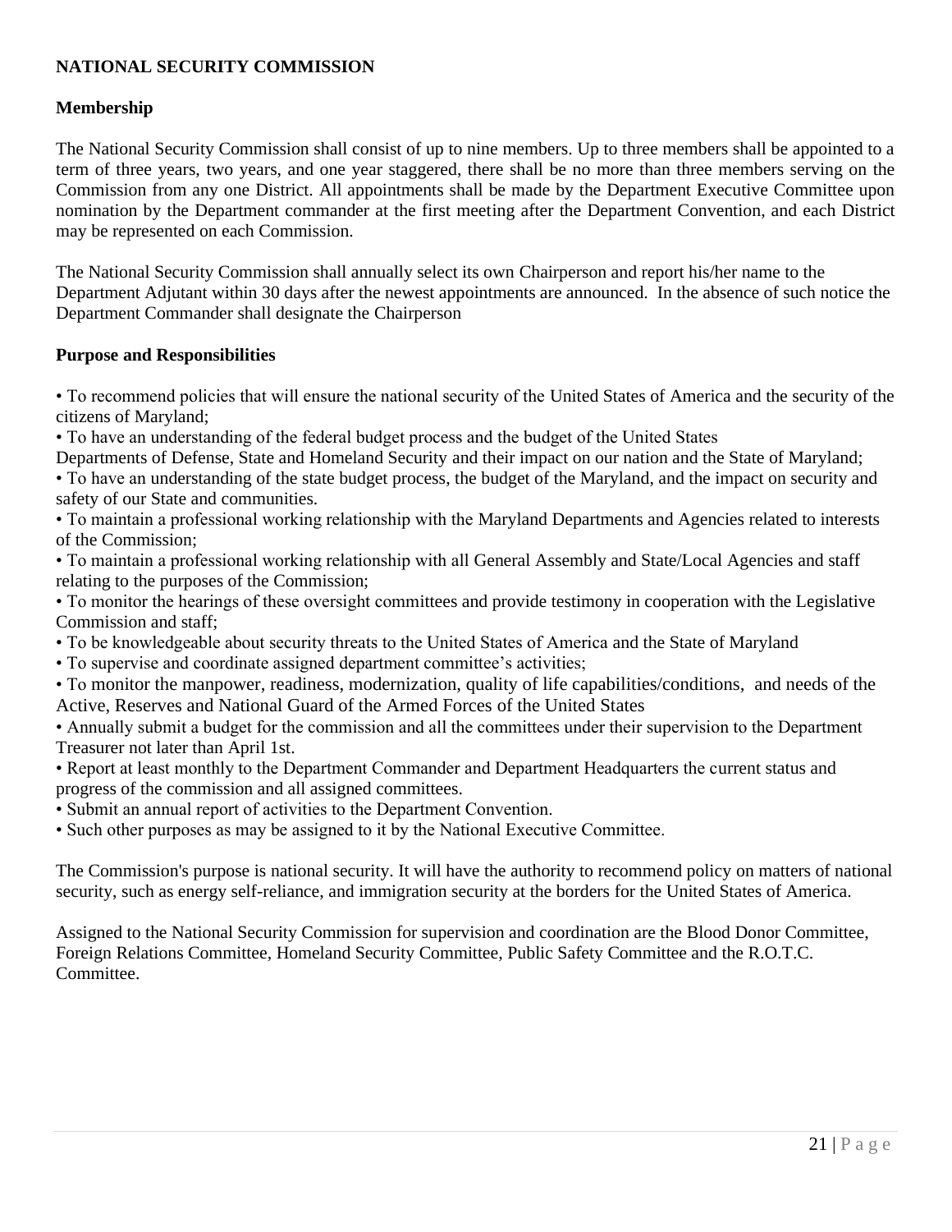**NATIONAL SECURITY COMMISSION**

**Membership**

The National Security Commission shall consist of up to nine members. Up to three members shall be appointed to a term of three years, two years, and one year staggered, there shall be no more than three members serving on the Commission from any one District. All appointments shall be made by the Department Executive Committee upon nomination by the Department commander at the first meeting after the Department Convention, and each District may be represented on each Commission.

The National Security Commission shall annually select its own Chairperson and report his/her name to the Department Adjutant within 30 days after the newest appointments are announced. In the absence of such notice the Department Commander shall designate the Chairperson

**Purpose and Responsibilities**

- To recommend policies that will ensure the national security of the United States of America and the security of the citizens of Maryland;
- To have an understanding of the federal budget process and the budget of the United States Departments of Defense, State and Homeland Security and their impact on our nation and the State of Maryland;
- To have an understanding of the state budget process, the budget of the Maryland, and the impact on security and safety of our State and communities.
- To maintain a professional working relationship with the Maryland Departments and Agencies related to interests of the Commission;
- To maintain a professional working relationship with all General Assembly and State/Local Agencies and staff relating to the purposes of the Commission;
- To monitor the hearings of these oversight committees and provide testimony in cooperation with the Legislative Commission and staff;
- To be knowledgeable about security threats to the United States of America and the State of Maryland
- To supervise and coordinate assigned department committee's activities;
- To monitor the manpower, readiness, modernization, quality of life capabilities/conditions, and needs of the Active, Reserves and National Guard of the Armed Forces of the United States
- Annually submit a budget for the commission and all the committees under their supervision to the Department Treasurer not later than April 1st.
- Report at least monthly to the Department Commander and Department Headquarters the current status and progress of the commission and all assigned committees.
- Submit an annual report of activities to the Department Convention.
- Such other purposes as may be assigned to it by the National Executive Committee.

The Commission's purpose is national security. It will have the authority to recommend policy on matters of national security, such as energy self-reliance, and immigration security at the borders for the United States of America.

Assigned to the National Security Commission for supervision and coordination are the Blood Donor Committee, Foreign Relations Committee, Homeland Security Committee, Public Safety Committee and the R.O.T.C. Committee.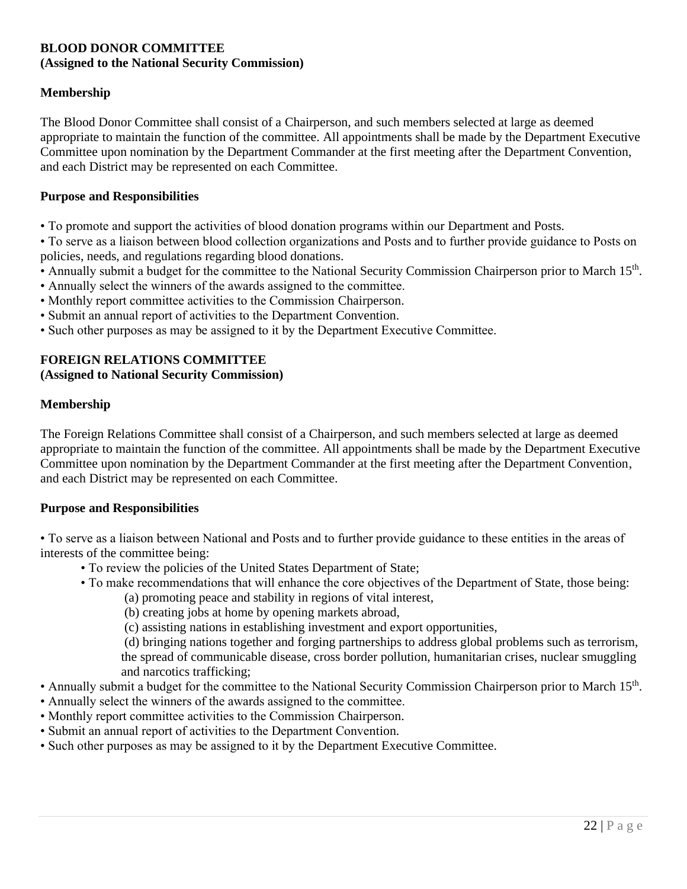**BLOOD DONOR COMMITTEE**
**(Assigned to the National Security Commission)**

**Membership**

The Blood Donor Committee shall consist of a Chairperson, and such members selected at large as deemed appropriate to maintain the function of the committee. All appointments shall be made by the Department Executive Committee upon nomination by the Department Commander at the first meeting after the Department Convention, and each District may be represented on each Committee.

**Purpose and Responsibilities**

- To promote and support the activities of blood donation programs within our Department and Posts.
- To serve as a liaison between blood collection organizations and Posts and to further provide guidance to Posts on policies, needs, and regulations regarding blood donations.
- Annually submit a budget for the committee to the National Security Commission Chairperson prior to March 15th.
- Annually select the winners of the awards assigned to the committee.
- Monthly report committee activities to the Commission Chairperson.
- Submit an annual report of activities to the Department Convention.
- Such other purposes as may be assigned to it by the Department Executive Committee.

**FOREIGN RELATIONS COMMITTEE**
**(Assigned to National Security Commission)**

**Membership**

The Foreign Relations Committee shall consist of a Chairperson, and such members selected at large as deemed appropriate to maintain the function of the committee. All appointments shall be made by the Department Executive Committee upon nomination by the Department Commander at the first meeting after the Department Convention, and each District may be represented on each Committee.

**Purpose and Responsibilities**

- To serve as a liaison between National and Posts and to further provide guidance to these entities in the areas of interests of the committee being:
  - To review the policies of the United States Department of State;
  - To make recommendations that will enhance the core objectives of the Department of State, those being:
    - (a) promoting peace and stability in regions of vital interest,
    - (b) creating jobs at home by opening markets abroad,
    - (c) assisting nations in establishing investment and export opportunities,
    - (d) bringing nations together and forging partnerships to address global problems such as terrorism, the spread of communicable disease, cross border pollution, humanitarian crises, nuclear smuggling and narcotics trafficking;
- Annually submit a budget for the committee to the National Security Commission Chairperson prior to March 15th.
- Annually select the winners of the awards assigned to the committee.
- Monthly report committee activities to the Commission Chairperson.
- Submit an annual report of activities to the Department Convention.
- Such other purposes as may be assigned to it by the Department Executive Committee.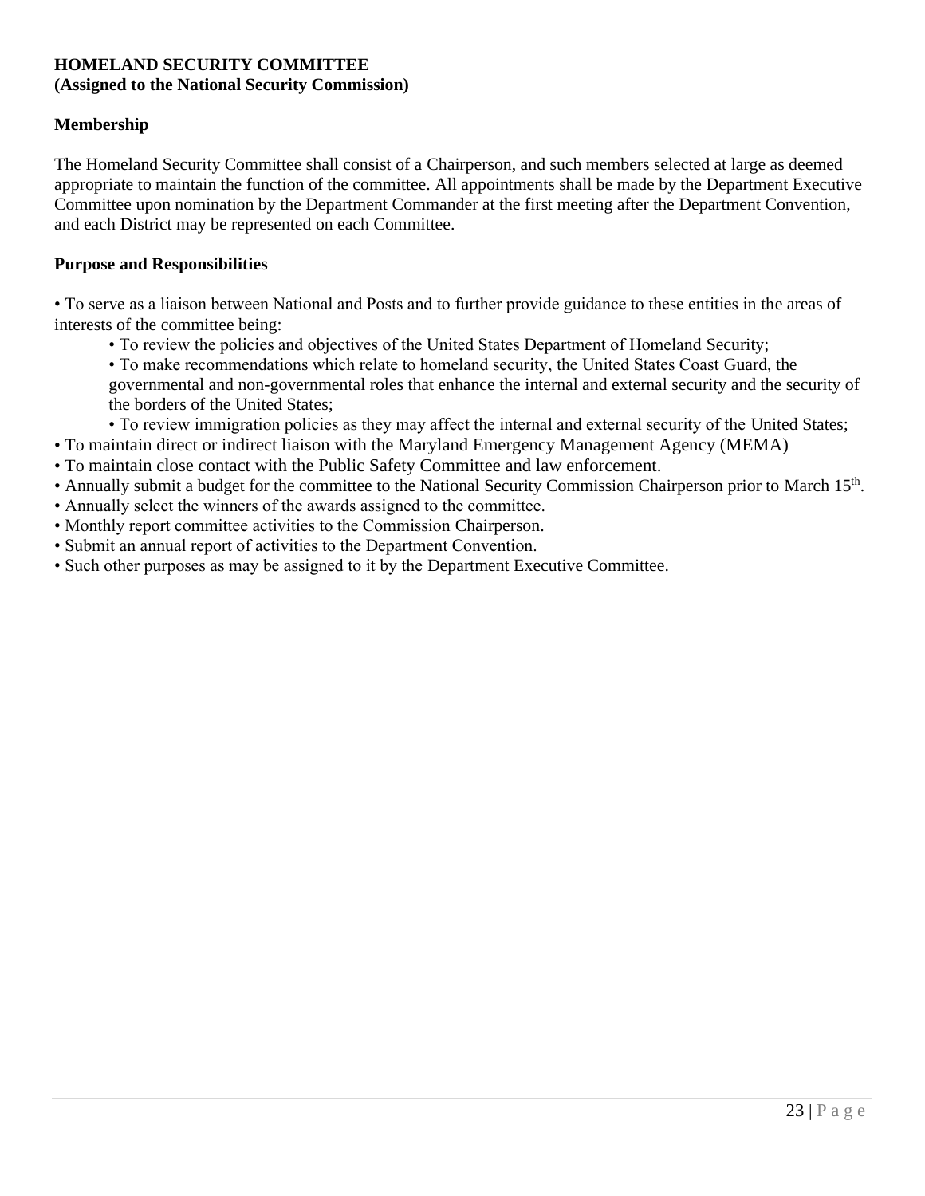**HOMELAND SECURITY COMMITTEE**
**(Assigned to the National Security Commission)**

**Membership**

The Homeland Security Committee shall consist of a Chairperson, and such members selected at large as deemed appropriate to maintain the function of the committee. All appointments shall be made by the Department Executive Committee upon nomination by the Department Commander at the first meeting after the Department Convention, and each District may be represented on each Committee.

**Purpose and Responsibilities**

- To serve as a liaison between National and Posts and to further provide guidance to these entities in the areas of interests of the committee being:
    - To review the policies and objectives of the United States Department of Homeland Security;
    - To make recommendations which relate to homeland security, the United States Coast Guard, the governmental and non-governmental roles that enhance the internal and external security and the security of the borders of the United States;
    - To review immigration policies as they may affect the internal and external security of the United States;
- To maintain direct or indirect liaison with the Maryland Emergency Management Agency (MEMA)
- To maintain close contact with the Public Safety Committee and law enforcement.
- Annually submit a budget for the committee to the National Security Commission Chairperson prior to March 15th.
- Annually select the winners of the awards assigned to the committee.
- Monthly report committee activities to the Commission Chairperson.
- Submit an annual report of activities to the Department Convention.
- Such other purposes as may be assigned to it by the Department Executive Committee.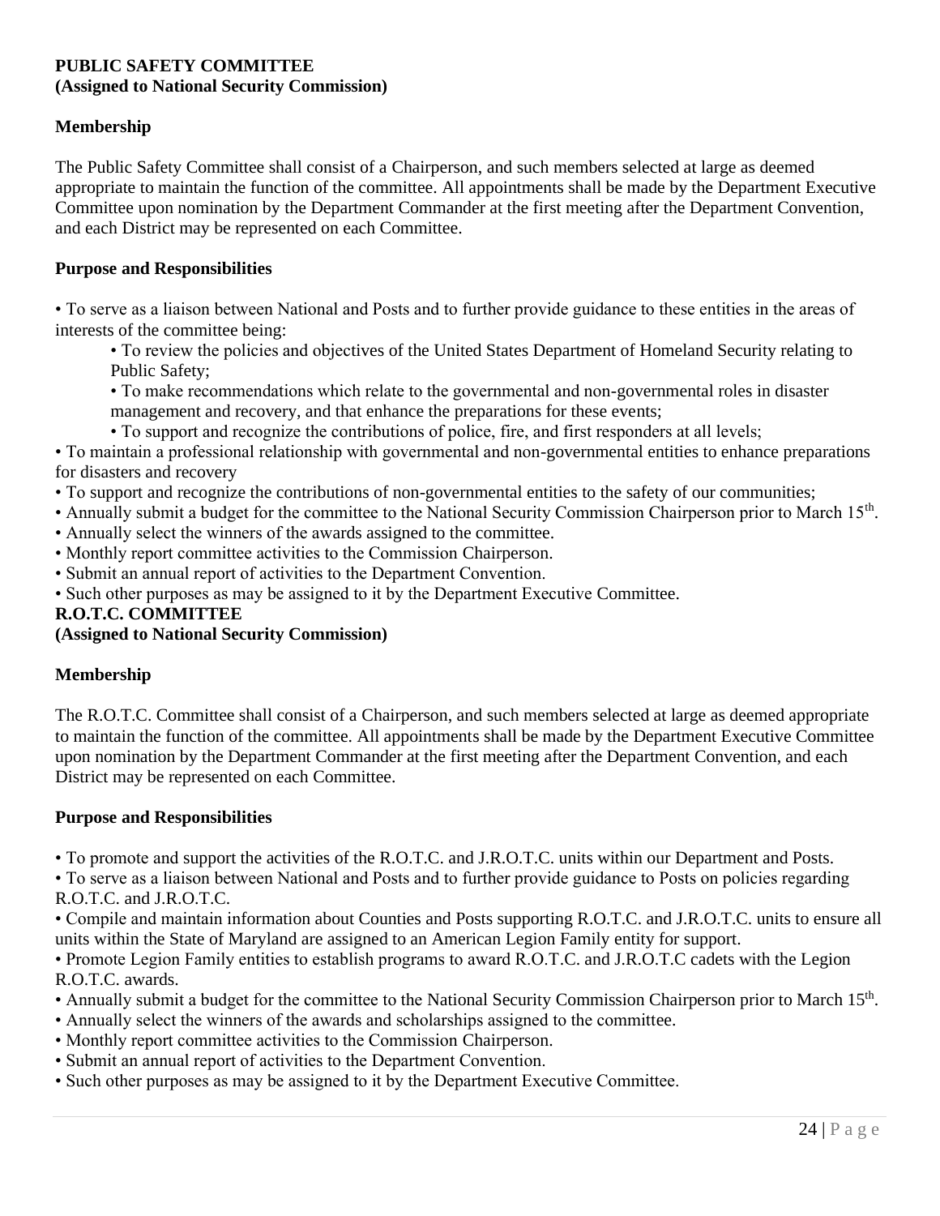**PUBLIC SAFETY COMMITTEE**
**(Assigned to National Security Commission)**

**Membership**

The Public Safety Committee shall consist of a Chairperson, and such members selected at large as deemed appropriate to maintain the function of the committee. All appointments shall be made by the Department Executive Committee upon nomination by the Department Commander at the first meeting after the Department Convention, and each District may be represented on each Committee.

**Purpose and Responsibilities**

- To serve as a liaison between National and Posts and to further provide guidance to these entities in the areas of interests of the committee being:
  - To review the policies and objectives of the United States Department of Homeland Security relating to Public Safety;
  - To make recommendations which relate to the governmental and non-governmental roles in disaster management and recovery, and that enhance the preparations for these events;
  - To support and recognize the contributions of police, fire, and first responders at all levels;
- To maintain a professional relationship with governmental and non-governmental entities to enhance preparations for disasters and recovery
- To support and recognize the contributions of non-governmental entities to the safety of our communities;
- Annually submit a budget for the committee to the National Security Commission Chairperson prior to March 15th.
- Annually select the winners of the awards assigned to the committee.
- Monthly report committee activities to the Commission Chairperson.
- Submit an annual report of activities to the Department Convention.
- Such other purposes as may be assigned to it by the Department Executive Committee.

**R.O.T.C. COMMITTEE**
**(Assigned to National Security Commission)**

**Membership**

The R.O.T.C. Committee shall consist of a Chairperson, and such members selected at large as deemed appropriate to maintain the function of the committee. All appointments shall be made by the Department Executive Committee upon nomination by the Department Commander at the first meeting after the Department Convention, and each District may be represented on each Committee.

**Purpose and Responsibilities**

- To promote and support the activities of the R.O.T.C. and J.R.O.T.C. units within our Department and Posts.
- To serve as a liaison between National and Posts and to further provide guidance to Posts on policies regarding R.O.T.C. and J.R.O.T.C.
- Compile and maintain information about Counties and Posts supporting R.O.T.C. and J.R.O.T.C. units to ensure all units within the State of Maryland are assigned to an American Legion Family entity for support.
- Promote Legion Family entities to establish programs to award R.O.T.C. and J.R.O.T.C cadets with the Legion R.O.T.C. awards.
- Annually submit a budget for the committee to the National Security Commission Chairperson prior to March 15th.
- Annually select the winners of the awards and scholarships assigned to the committee.
- Monthly report committee activities to the Commission Chairperson.
- Submit an annual report of activities to the Department Convention.
- Such other purposes as may be assigned to it by the Department Executive Committee.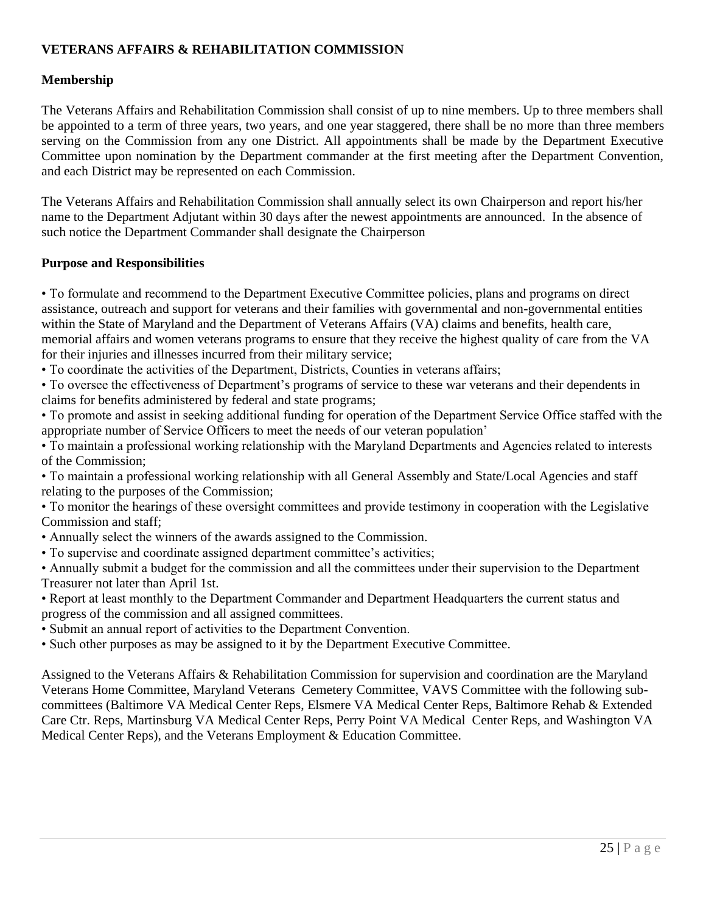## VETERANS AFFAIRS & REHABILITATION COMMISSION

### Membership

The Veterans Affairs and Rehabilitation Commission shall consist of up to nine members. Up to three members shall be appointed to a term of three years, two years, and one year staggered, there shall be no more than three members serving on the Commission from any one District. All appointments shall be made by the Department Executive Committee upon nomination by the Department commander at the first meeting after the Department Convention, and each District may be represented on each Commission.

The Veterans Affairs and Rehabilitation Commission shall annually select its own Chairperson and report his/her name to the Department Adjutant within 30 days after the newest appointments are announced. In the absence of such notice the Department Commander shall designate the Chairperson

### Purpose and Responsibilities

- To formulate and recommend to the Department Executive Committee policies, plans and programs on direct assistance, outreach and support for veterans and their families with governmental and non-governmental entities within the State of Maryland and the Department of Veterans Affairs (VA) claims and benefits, health care, memorial affairs and women veterans programs to ensure that they receive the highest quality of care from the VA for their injuries and illnesses incurred from their military service;
- To coordinate the activities of the Department, Districts, Counties in veterans affairs;
- To oversee the effectiveness of Department's programs of service to these war veterans and their dependents in claims for benefits administered by federal and state programs;
- To promote and assist in seeking additional funding for operation of the Department Service Office staffed with the appropriate number of Service Officers to meet the needs of our veteran population'
- To maintain a professional working relationship with the Maryland Departments and Agencies related to interests of the Commission;
- To maintain a professional working relationship with all General Assembly and State/Local Agencies and staff relating to the purposes of the Commission;
- To monitor the hearings of these oversight committees and provide testimony in cooperation with the Legislative Commission and staff;
- Annually select the winners of the awards assigned to the Commission.
- To supervise and coordinate assigned department committee's activities;
- Annually submit a budget for the commission and all the committees under their supervision to the Department Treasurer not later than April 1st.
- Report at least monthly to the Department Commander and Department Headquarters the current status and progress of the commission and all assigned committees.
- Submit an annual report of activities to the Department Convention.
- Such other purposes as may be assigned to it by the Department Executive Committee.

Assigned to the Veterans Affairs & Rehabilitation Commission for supervision and coordination are the Maryland Veterans Home Committee, Maryland Veterans Cemetery Committee, VAVS Committee with the following sub-committees (Baltimore VA Medical Center Reps, Elsmere VA Medical Center Reps, Baltimore Rehab & Extended Care Ctr. Reps, Martinsburg VA Medical Center Reps, Perry Point VA Medical Center Reps, and Washington VA Medical Center Reps), and the Veterans Employment & Education Committee.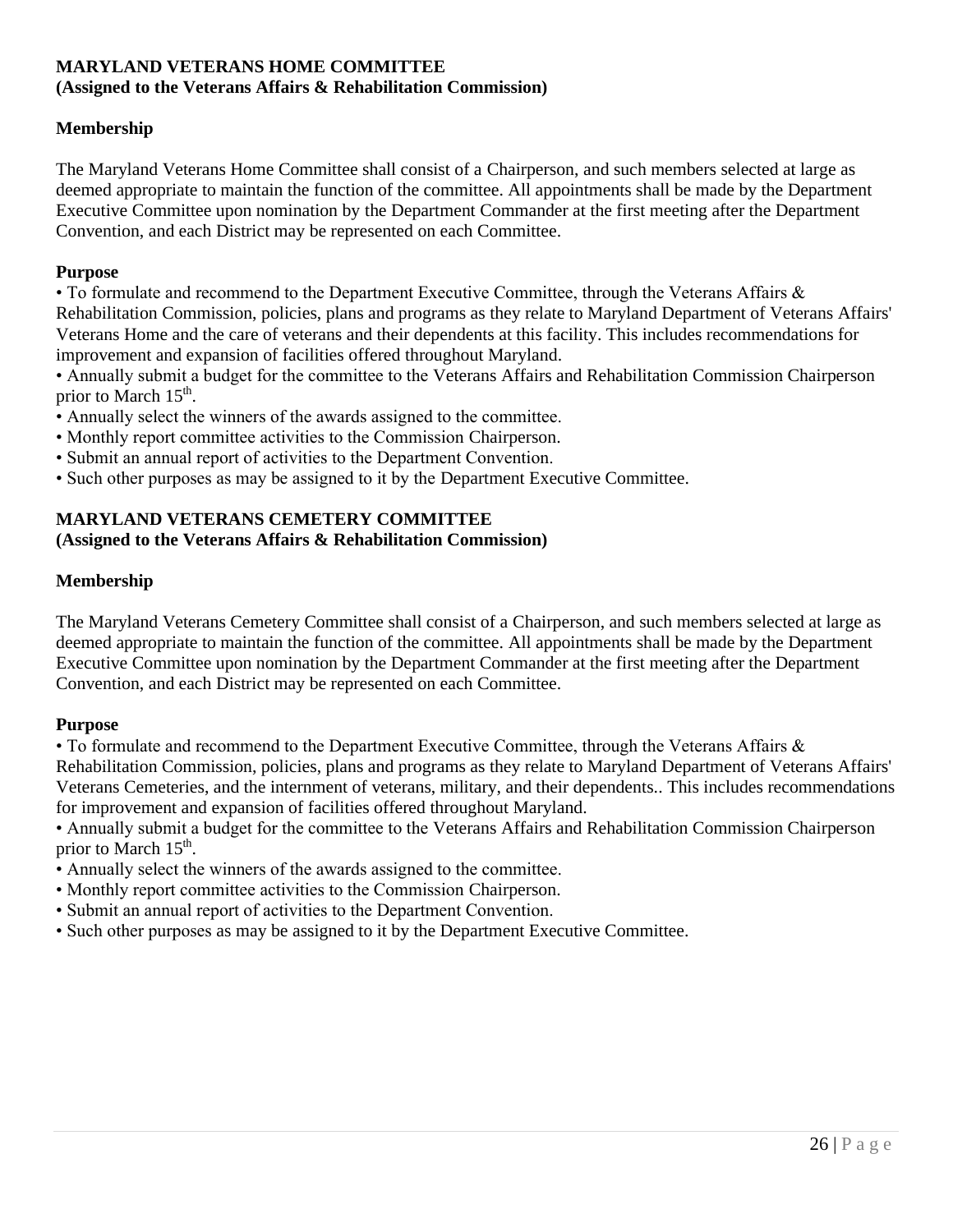## MARYLAND VETERANS HOME COMMITTEE
**(Assigned to the Veterans Affairs & Rehabilitation Commission)**

### Membership

The Maryland Veterans Home Committee shall consist of a Chairperson, and such members selected at large as deemed appropriate to maintain the function of the committee. All appointments shall be made by the Department Executive Committee upon nomination by the Department Commander at the first meeting after the Department Convention, and each District may be represented on each Committee.

### Purpose

- To formulate and recommend to the Department Executive Committee, through the Veterans Affairs & Rehabilitation Commission, policies, plans and programs as they relate to Maryland Department of Veterans Affairs' Veterans Home and the care of veterans and their dependents at this facility. This includes recommendations for improvement and expansion of facilities offered throughout Maryland.
- Annually submit a budget for the committee to the Veterans Affairs and Rehabilitation Commission Chairperson prior to March 15th.
- Annually select the winners of the awards assigned to the committee.
- Monthly report committee activities to the Commission Chairperson.
- Submit an annual report of activities to the Department Convention.
- Such other purposes as may be assigned to it by the Department Executive Committee.

## MARYLAND VETERANS CEMETERY COMMITTEE
**(Assigned to the Veterans Affairs & Rehabilitation Commission)**

### Membership

The Maryland Veterans Cemetery Committee shall consist of a Chairperson, and such members selected at large as deemed appropriate to maintain the function of the committee. All appointments shall be made by the Department Executive Committee upon nomination by the Department Commander at the first meeting after the Department Convention, and each District may be represented on each Committee.

### Purpose

- To formulate and recommend to the Department Executive Committee, through the Veterans Affairs & Rehabilitation Commission, policies, plans and programs as they relate to Maryland Department of Veterans Affairs' Veterans Cemeteries, and the internment of veterans, military, and their dependents.. This includes recommendations for improvement and expansion of facilities offered throughout Maryland.
- Annually submit a budget for the committee to the Veterans Affairs and Rehabilitation Commission Chairperson prior to March 15th.
- Annually select the winners of the awards assigned to the committee.
- Monthly report committee activities to the Commission Chairperson.
- Submit an annual report of activities to the Department Convention.
- Such other purposes as may be assigned to it by the Department Executive Committee.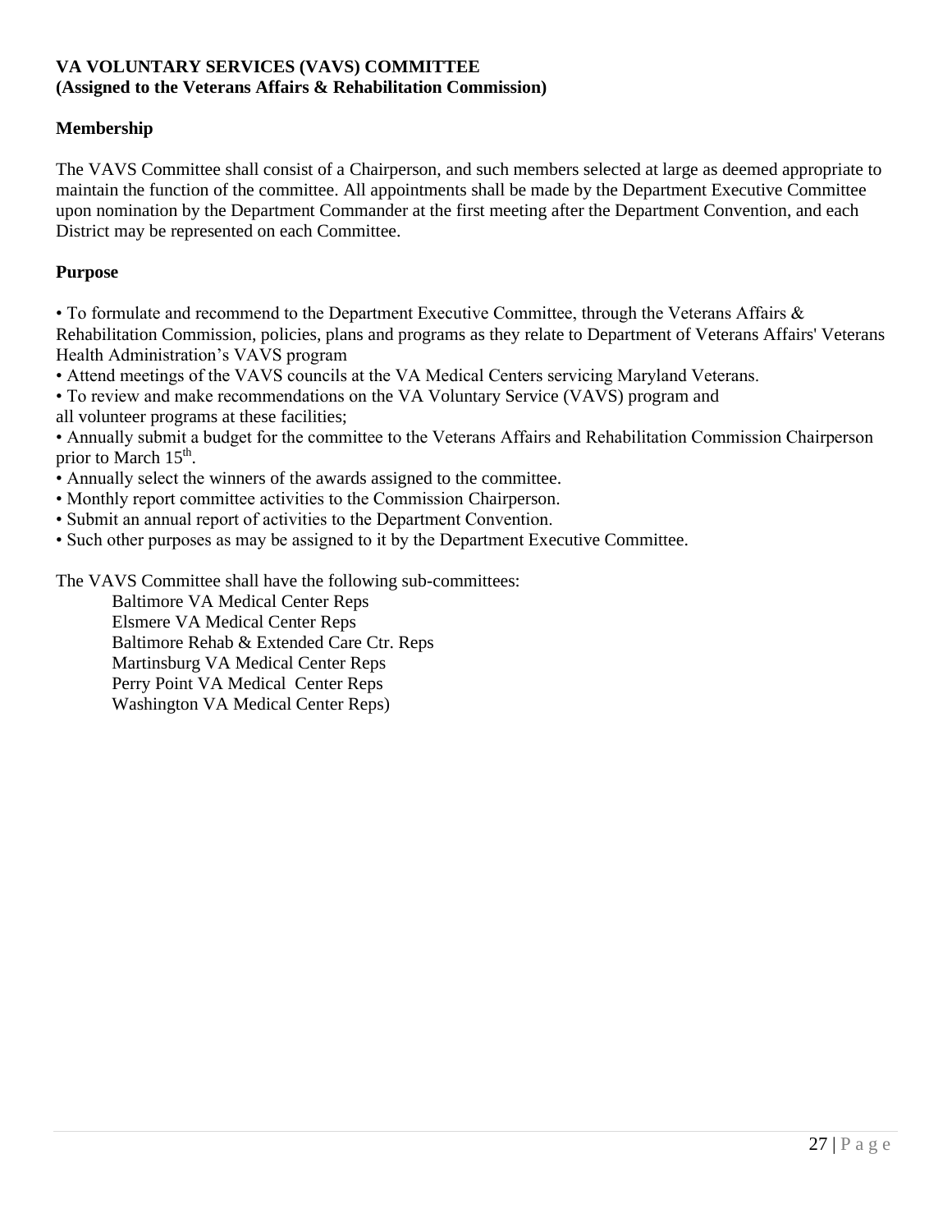**VA VOLUNTARY SERVICES (VAVS) COMMITTEE**
**(Assigned to the Veterans Affairs & Rehabilitation Commission)**

**Membership**

The VAVS Committee shall consist of a Chairperson, and such members selected at large as deemed appropriate to maintain the function of the committee. All appointments shall be made by the Department Executive Committee upon nomination by the Department Commander at the first meeting after the Department Convention, and each District may be represented on each Committee.

**Purpose**

• To formulate and recommend to the Department Executive Committee, through the Veterans Affairs & Rehabilitation Commission, policies, plans and programs as they relate to Department of Veterans Affairs' Veterans Health Administration's VAVS program
• Attend meetings of the VAVS councils at the VA Medical Centers servicing Maryland Veterans.
• To review and make recommendations on the VA Voluntary Service (VAVS) program and all volunteer programs at these facilities;
• Annually submit a budget for the committee to the Veterans Affairs and Rehabilitation Commission Chairperson prior to March 15th.
• Annually select the winners of the awards assigned to the committee.
• Monthly report committee activities to the Commission Chairperson.
• Submit an annual report of activities to the Department Convention.
• Such other purposes as may be assigned to it by the Department Executive Committee.

The VAVS Committee shall have the following sub-committees:

- Baltimore VA Medical Center Reps
- Elsmere VA Medical Center Reps
- Baltimore Rehab & Extended Care Ctr. Reps
- Martinsburg VA Medical Center Reps
- Perry Point VA Medical Center Reps
- Washington VA Medical Center Reps)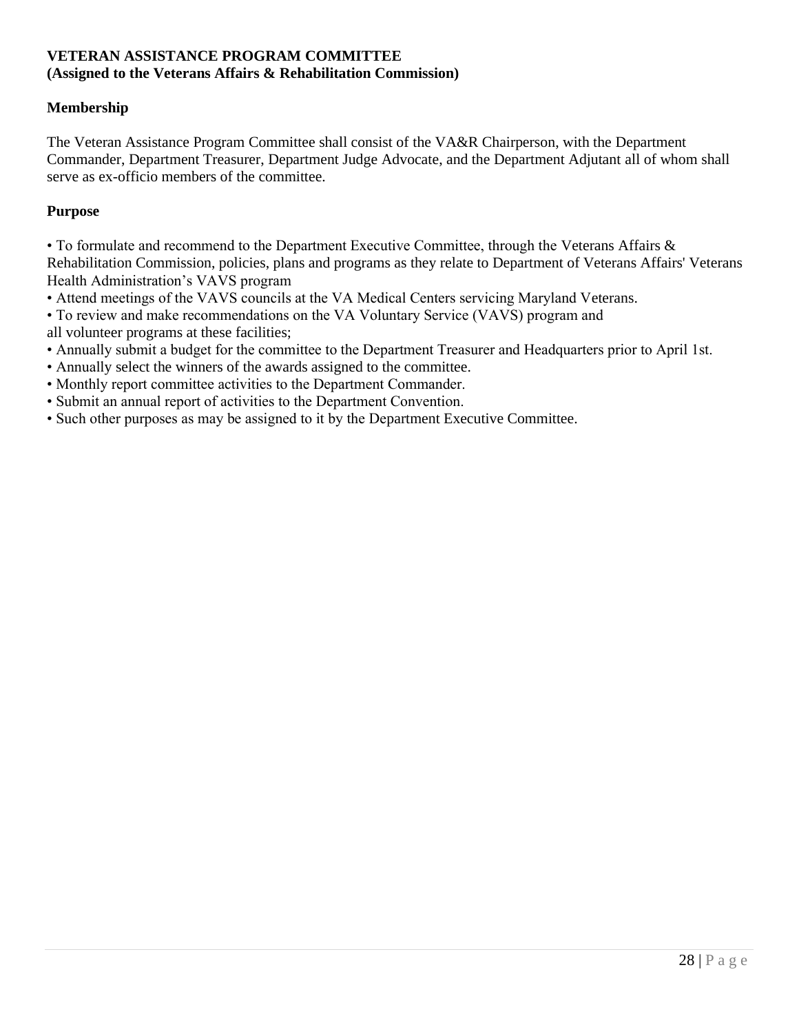**VETERAN ASSISTANCE PROGRAM COMMITTEE**
**(Assigned to the Veterans Affairs & Rehabilitation Commission)**

**Membership**

The Veteran Assistance Program Committee shall consist of the VA&R Chairperson, with the Department Commander, Department Treasurer, Department Judge Advocate, and the Department Adjutant all of whom shall serve as ex-officio members of the committee.

**Purpose**

- To formulate and recommend to the Department Executive Committee, through the Veterans Affairs & Rehabilitation Commission, policies, plans and programs as they relate to Department of Veterans Affairs' Veterans Health Administration's VAVS program
- Attend meetings of the VAVS councils at the VA Medical Centers servicing Maryland Veterans.
- To review and make recommendations on the VA Voluntary Service (VAVS) program and all volunteer programs at these facilities;
- Annually submit a budget for the committee to the Department Treasurer and Headquarters prior to April 1st.
- Annually select the winners of the awards assigned to the committee.
- Monthly report committee activities to the Department Commander.
- Submit an annual report of activities to the Department Convention.
- Such other purposes as may be assigned to it by the Department Executive Committee.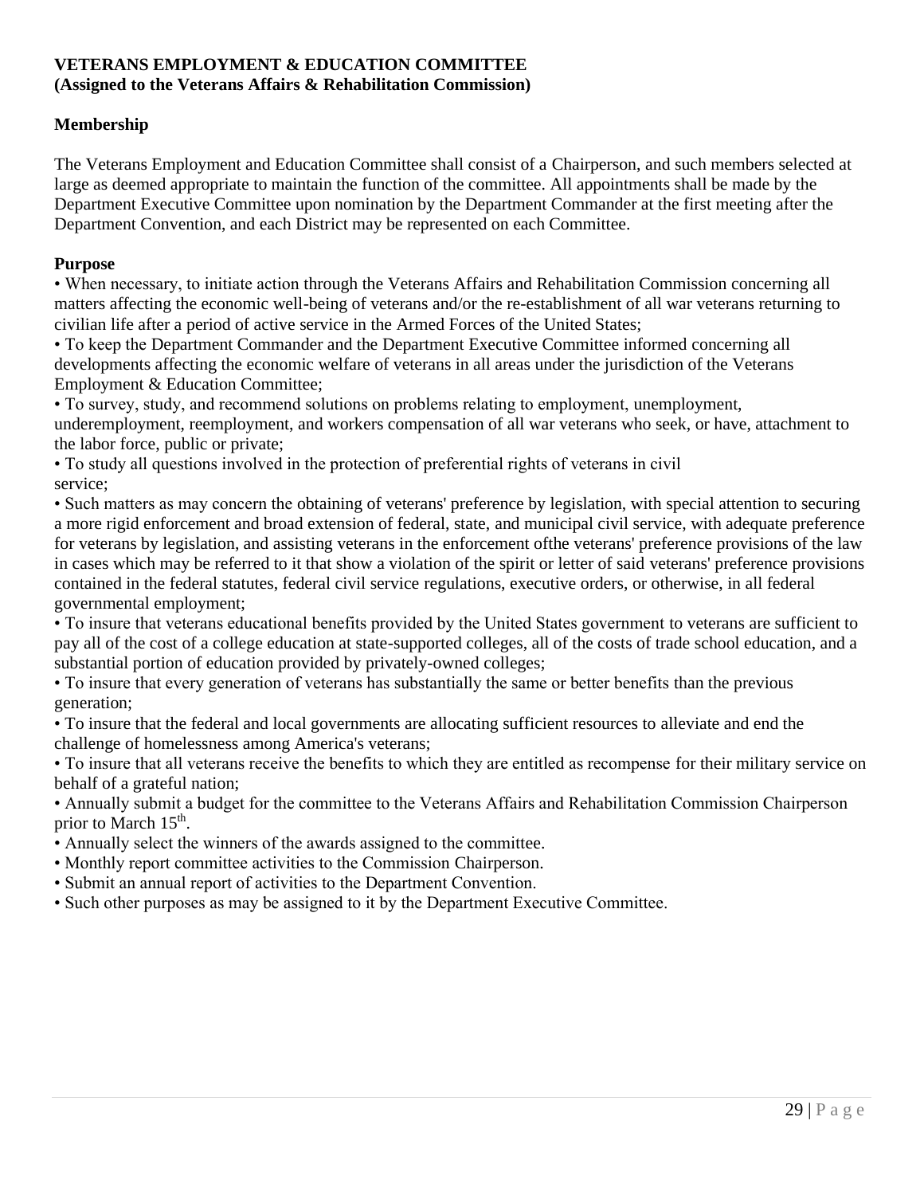**VETERANS EMPLOYMENT & EDUCATION COMMITTEE**
**(Assigned to the Veterans Affairs & Rehabilitation Commission)**

**Membership**

The Veterans Employment and Education Committee shall consist of a Chairperson, and such members selected at large as deemed appropriate to maintain the function of the committee. All appointments shall be made by the Department Executive Committee upon nomination by the Department Commander at the first meeting after the Department Convention, and each District may be represented on each Committee.

**Purpose**

- When necessary, to initiate action through the Veterans Affairs and Rehabilitation Commission concerning all matters affecting the economic well-being of veterans and/or the re-establishment of all war veterans returning to civilian life after a period of active service in the Armed Forces of the United States;
- To keep the Department Commander and the Department Executive Committee informed concerning all developments affecting the economic welfare of veterans in all areas under the jurisdiction of the Veterans Employment & Education Committee;
- To survey, study, and recommend solutions on problems relating to employment, unemployment, underemployment, reemployment, and workers compensation of all war veterans who seek, or have, attachment to the labor force, public or private;
- To study all questions involved in the protection of preferential rights of veterans in civil service;
- Such matters as may concern the obtaining of veterans' preference by legislation, with special attention to securing a more rigid enforcement and broad extension of federal, state, and municipal civil service, with adequate preference for veterans by legislation, and assisting veterans in the enforcement ofthe veterans' preference provisions of the law in cases which may be referred to it that show a violation of the spirit or letter of said veterans' preference provisions contained in the federal statutes, federal civil service regulations, executive orders, or otherwise, in all federal governmental employment;
- To insure that veterans educational benefits provided by the United States government to veterans are sufficient to pay all of the cost of a college education at state-supported colleges, all of the costs of trade school education, and a substantial portion of education provided by privately-owned colleges;
- To insure that every generation of veterans has substantially the same or better benefits than the previous generation;
- To insure that the federal and local governments are allocating sufficient resources to alleviate and end the challenge of homelessness among America's veterans;
- To insure that all veterans receive the benefits to which they are entitled as recompense for their military service on behalf of a grateful nation;
- Annually submit a budget for the committee to the Veterans Affairs and Rehabilitation Commission Chairperson prior to March 15th.
- Annually select the winners of the awards assigned to the committee.
- Monthly report committee activities to the Commission Chairperson.
- Submit an annual report of activities to the Department Convention.
- Such other purposes as may be assigned to it by the Department Executive Committee.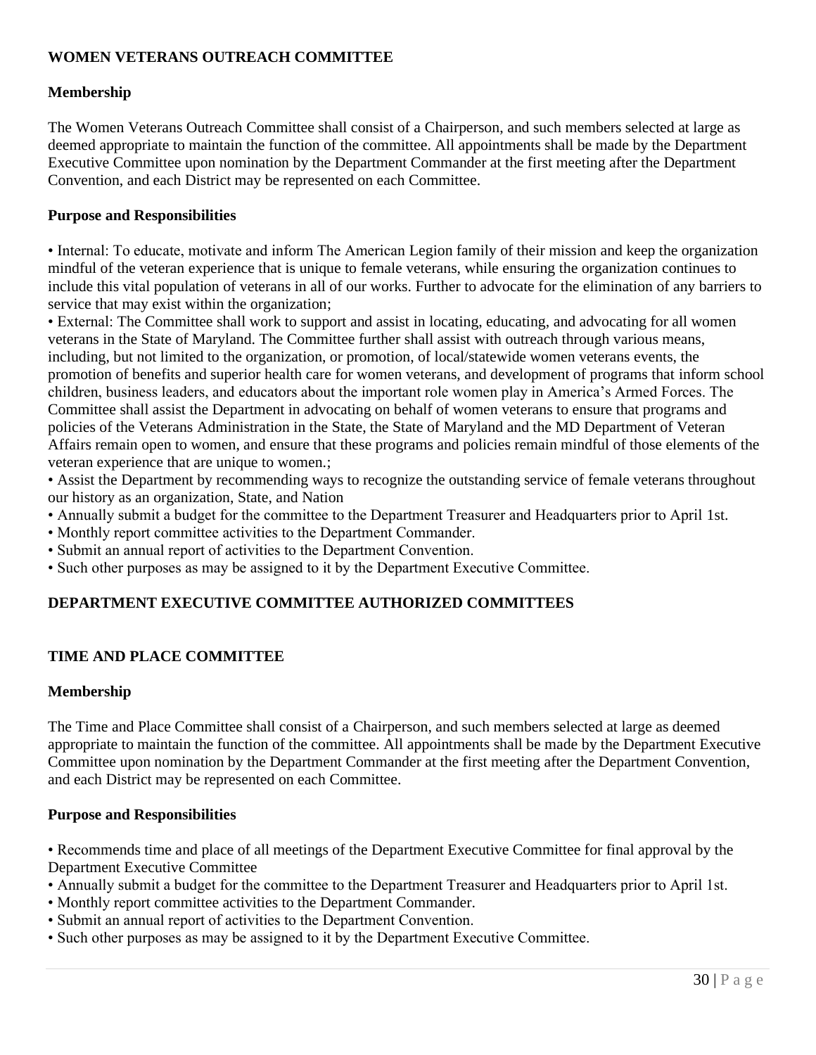## WOMEN VETERANS OUTREACH COMMITTEE

### Membership

The Women Veterans Outreach Committee shall consist of a Chairperson, and such members selected at large as deemed appropriate to maintain the function of the committee. All appointments shall be made by the Department Executive Committee upon nomination by the Department Commander at the first meeting after the Department Convention, and each District may be represented on each Committee.

### Purpose and Responsibilities

- Internal: To educate, motivate and inform The American Legion family of their mission and keep the organization mindful of the veteran experience that is unique to female veterans, while ensuring the organization continues to include this vital population of veterans in all of our works. Further to advocate for the elimination of any barriers to service that may exist within the organization;
- External: The Committee shall work to support and assist in locating, educating, and advocating for all women veterans in the State of Maryland. The Committee further shall assist with outreach through various means, including, but not limited to the organization, or promotion, of local/statewide women veterans events, the promotion of benefits and superior health care for women veterans, and development of programs that inform school children, business leaders, and educators about the important role women play in America's Armed Forces. The Committee shall assist the Department in advocating on behalf of women veterans to ensure that programs and policies of the Veterans Administration in the State, the State of Maryland and the MD Department of Veteran Affairs remain open to women, and ensure that these programs and policies remain mindful of those elements of the veteran experience that are unique to women.;
- Assist the Department by recommending ways to recognize the outstanding service of female veterans throughout our history as an organization, State, and Nation
- Annually submit a budget for the committee to the Department Treasurer and Headquarters prior to April 1st.
- Monthly report committee activities to the Department Commander.
- Submit an annual report of activities to the Department Convention.
- Such other purposes as may be assigned to it by the Department Executive Committee.

## DEPARTMENT EXECUTIVE COMMITTEE AUTHORIZED COMMITTEES

## TIME AND PLACE COMMITTEE

### Membership

The Time and Place Committee shall consist of a Chairperson, and such members selected at large as deemed appropriate to maintain the function of the committee. All appointments shall be made by the Department Executive Committee upon nomination by the Department Commander at the first meeting after the Department Convention, and each District may be represented on each Committee.

### Purpose and Responsibilities

- Recommends time and place of all meetings of the Department Executive Committee for final approval by the Department Executive Committee
- Annually submit a budget for the committee to the Department Treasurer and Headquarters prior to April 1st.
- Monthly report committee activities to the Department Commander.
- Submit an annual report of activities to the Department Convention.
- Such other purposes as may be assigned to it by the Department Executive Committee.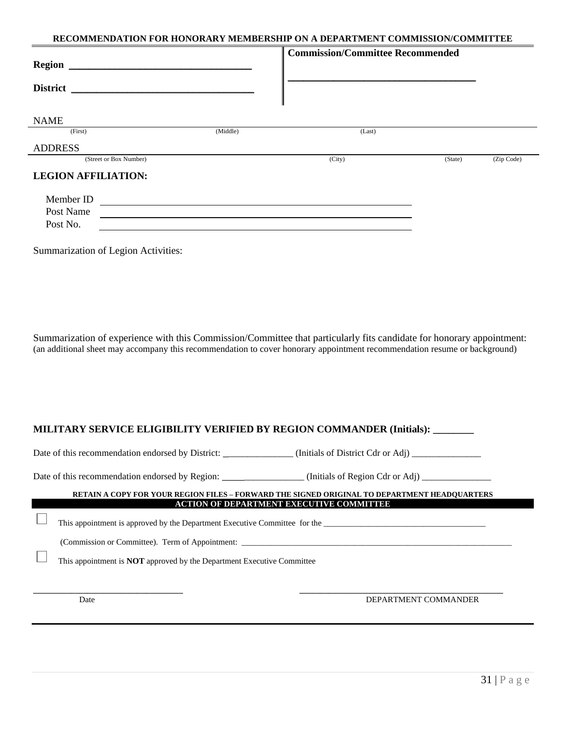# RECOMMENDATION FOR HONORARY MEMBERSHIP ON A DEPARTMENT COMMISSION/COMMITTEE

**Region** ___________________________________

**District** __________________________________

**Commission/Committee Recommended**

_____________________________________

NAME
(First) (Middle) (Last)

ADDRESS
(Street or Box Number) (City) (State) (Zip Code)

**LEGION AFFILIATION:**

Member ID ________________________________________________

Post Name ________________________________________________

Post No. ________________________________________________

Summarization of Legion Activities:

Summarization of experience with this Commission/Committee that particularly fits candidate for honorary appointment:
(an additional sheet may accompany this recommendation to cover honorary appointment recommendation resume or background)

**MILITARY SERVICE ELIGIBILITY VERIFIED BY REGION COMMANDER (Initials): ________**

Date of this recommendation endorsed by District: _______________ (Initials of District Cdr or Adj) _______________

Date of this recommendation endorsed by Region: __________________ (Initials of Region Cdr or Adj) _______________

**RETAIN A COPY FOR YOUR REGION FILES – FORWARD THE SIGNED ORIGINAL TO DEPARTMENT HEADQUARTERS**

**ACTION OF DEPARTMENT EXECUTIVE COMMITTEE**

☐ This appointment is approved by the Department Executive Committee for the ______________________________________

(Commission or Committee). Term of Appointment: _________________________________________________________________

☐ This appointment is **NOT** approved by the Department Executive Committee

________________________________ ________________________________________

Date DEPARTMENT COMMANDER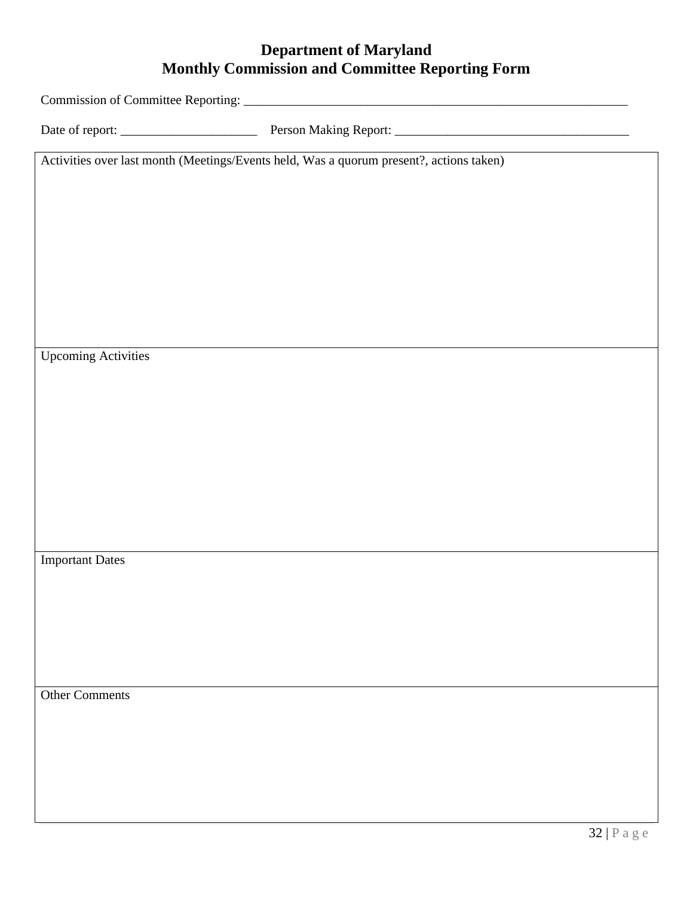# Department of Maryland
# Monthly Commission and Committee Reporting Form

Commission of Committee Reporting: ___________________________________________________________

Date of report: _____________________ Person Making Report: ___________________________________

| Activities over last month (Meetings/Events held, Was a quorum present?, actions taken) |
|---|
| |

| Upcoming Activities |
|---|
| |

| Important Dates |
|---|
| |

| Other Comments |
|---|
| |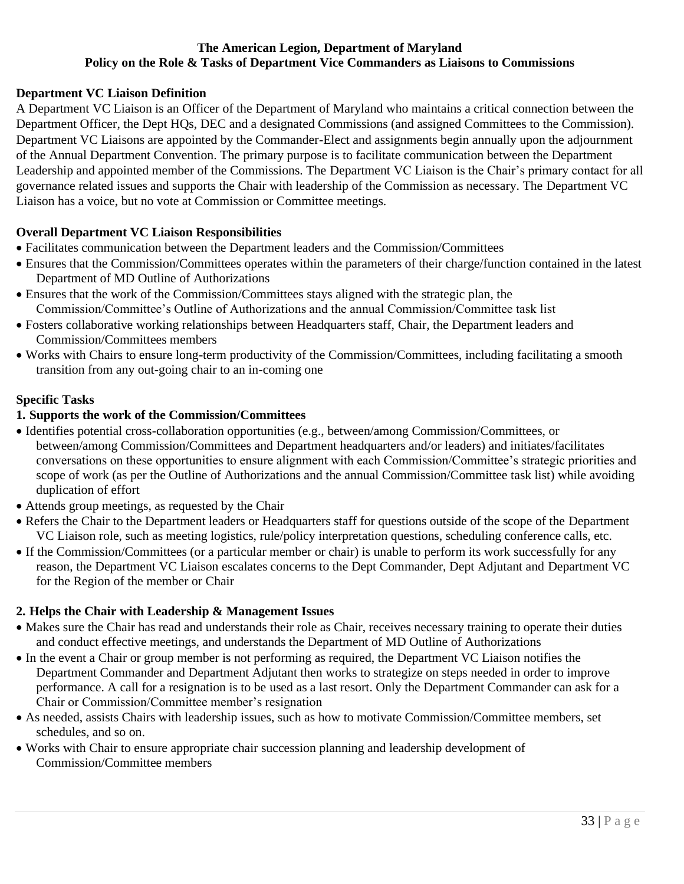**The American Legion, Department of Maryland**
**Policy on the Role & Tasks of Department Vice Commanders as Liaisons to Commissions**

**Department VC Liaison Definition**

A Department VC Liaison is an Officer of the Department of Maryland who maintains a critical connection between the Department Officer, the Dept HQs, DEC and a designated Commissions (and assigned Committees to the Commission). Department VC Liaisons are appointed by the Commander-Elect and assignments begin annually upon the adjournment of the Annual Department Convention. The primary purpose is to facilitate communication between the Department Leadership and appointed member of the Commissions. The Department VC Liaison is the Chair's primary contact for all governance related issues and supports the Chair with leadership of the Commission as necessary. The Department VC Liaison has a voice, but no vote at Commission or Committee meetings.

**Overall Department VC Liaison Responsibilities**

- Facilitates communication between the Department leaders and the Commission/Committees
- Ensures that the Commission/Committees operates within the parameters of their charge/function contained in the latest Department of MD Outline of Authorizations
- Ensures that the work of the Commission/Committees stays aligned with the strategic plan, the Commission/Committee's Outline of Authorizations and the annual Commission/Committee task list
- Fosters collaborative working relationships between Headquarters staff, Chair, the Department leaders and Commission/Committees members
- Works with Chairs to ensure long-term productivity of the Commission/Committees, including facilitating a smooth transition from any out-going chair to an in-coming one

**Specific Tasks**

**1. Supports the work of the Commission/Committees**

- Identifies potential cross-collaboration opportunities (e.g., between/among Commission/Committees, or between/among Commission/Committees and Department headquarters and/or leaders) and initiates/facilitates conversations on these opportunities to ensure alignment with each Commission/Committee's strategic priorities and scope of work (as per the Outline of Authorizations and the annual Commission/Committee task list) while avoiding duplication of effort
- Attends group meetings, as requested by the Chair
- Refers the Chair to the Department leaders or Headquarters staff for questions outside of the scope of the Department VC Liaison role, such as meeting logistics, rule/policy interpretation questions, scheduling conference calls, etc.
- If the Commission/Committees (or a particular member or chair) is unable to perform its work successfully for any reason, the Department VC Liaison escalates concerns to the Dept Commander, Dept Adjutant and Department VC for the Region of the member or Chair

**2. Helps the Chair with Leadership & Management Issues**

- Makes sure the Chair has read and understands their role as Chair, receives necessary training to operate their duties and conduct effective meetings, and understands the Department of MD Outline of Authorizations
- In the event a Chair or group member is not performing as required, the Department VC Liaison notifies the Department Commander and Department Adjutant then works to strategize on steps needed in order to improve performance. A call for a resignation is to be used as a last resort. Only the Department Commander can ask for a Chair or Commission/Committee member's resignation
- As needed, assists Chairs with leadership issues, such as how to motivate Commission/Committee members, set schedules, and so on.
- Works with Chair to ensure appropriate chair succession planning and leadership development of Commission/Committee members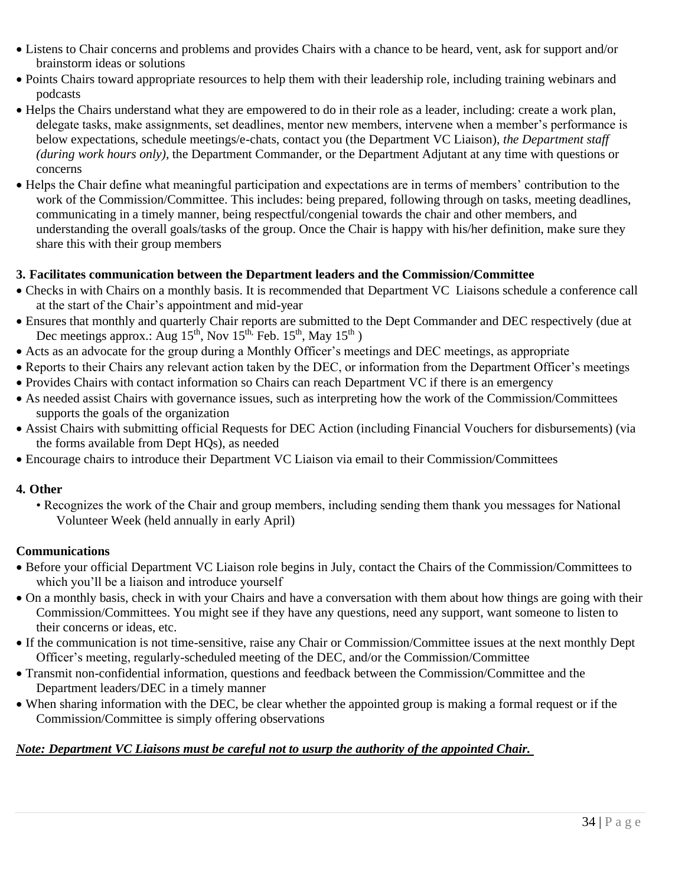- Listens to Chair concerns and problems and provides Chairs with a chance to be heard, vent, ask for support and/or brainstorm ideas or solutions
- Points Chairs toward appropriate resources to help them with their leadership role, including training webinars and podcasts
- Helps the Chairs understand what they are empowered to do in their role as a leader, including: create a work plan, delegate tasks, make assignments, set deadlines, mentor new members, intervene when a member's performance is below expectations, schedule meetings/e-chats, contact you (the Department VC Liaison), *the Department staff (during work hours only)*, the Department Commander, or the Department Adjutant at any time with questions or concerns
- Helps the Chair define what meaningful participation and expectations are in terms of members' contribution to the work of the Commission/Committee. This includes: being prepared, following through on tasks, meeting deadlines, communicating in a timely manner, being respectful/congenial towards the chair and other members, and understanding the overall goals/tasks of the group. Once the Chair is happy with his/her definition, make sure they share this with their group members

**3. Facilitates communication between the Department leaders and the Commission/Committee**

- Checks in with Chairs on a monthly basis. It is recommended that Department VC Liaisons schedule a conference call at the start of the Chair's appointment and mid-year
- Ensures that monthly and quarterly Chair reports are submitted to the Dept Commander and DEC respectively (due at Dec meetings approx.: Aug 15th, Nov 15th, Feb. 15th, May 15th )
- Acts as an advocate for the group during a Monthly Officer's meetings and DEC meetings, as appropriate
- Reports to their Chairs any relevant action taken by the DEC, or information from the Department Officer's meetings
- Provides Chairs with contact information so Chairs can reach Department VC if there is an emergency
- As needed assist Chairs with governance issues, such as interpreting how the work of the Commission/Committees supports the goals of the organization
- Assist Chairs with submitting official Requests for DEC Action (including Financial Vouchers for disbursements) (via the forms available from Dept HQs), as needed
- Encourage chairs to introduce their Department VC Liaison via email to their Commission/Committees

**4. Other**

- Recognizes the work of the Chair and group members, including sending them thank you messages for National Volunteer Week (held annually in early April)

**Communications**

- Before your official Department VC Liaison role begins in July, contact the Chairs of the Commission/Committees to which you'll be a liaison and introduce yourself
- On a monthly basis, check in with your Chairs and have a conversation with them about how things are going with their Commission/Committees. You might see if they have any questions, need any support, want someone to listen to their concerns or ideas, etc.
- If the communication is not time-sensitive, raise any Chair or Commission/Committee issues at the next monthly Dept Officer's meeting, regularly-scheduled meeting of the DEC, and/or the Commission/Committee
- Transmit non-confidential information, questions and feedback between the Commission/Committee and the Department leaders/DEC in a timely manner
- When sharing information with the DEC, be clear whether the appointed group is making a formal request or if the Commission/Committee is simply offering observations

***Note: Department VC Liaisons must be careful not to usurp the authority of the appointed Chair.***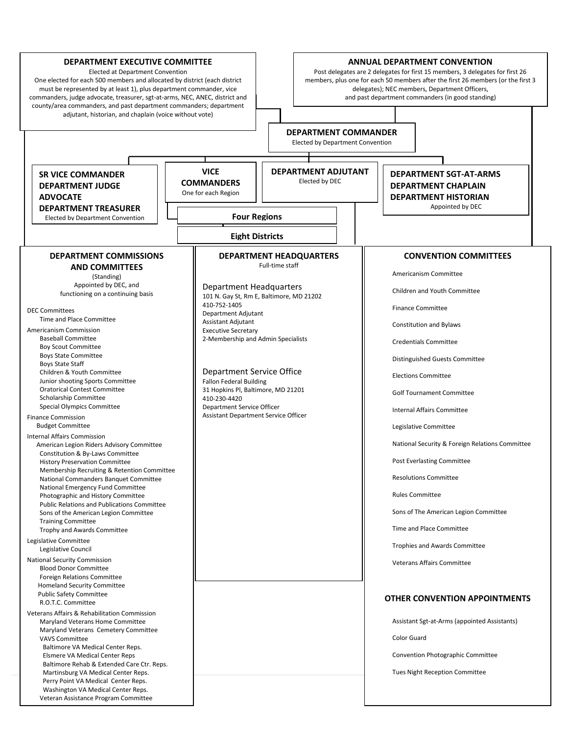**DEPARTMENT EXECUTIVE COMMITTEE**
Elected at Department Convention
One elected for each 500 members and allocated by district (each district must be represented by at least 1), plus department commander, vice commanders, judge advocate, treasurer, sgt-at-arms, NEC, ANEC, district and county/area commanders, and past department commanders; department adjutant, historian, and chaplain (voice without vote)

**ANNUAL DEPARTMENT CONVENTION**
Post delegates are 2 delegates for first 15 members, 3 delegates for first 26 members, plus one for each 50 members after the first 26 members (or the first 3 delegates); NEC members, Department Officers, and past department commanders (in good standing)

**DEPARTMENT COMMANDER**
Elected by Department Convention

**SR VICE COMMANDER**
**DEPARTMENT JUDGE ADVOCATE**
**DEPARTMENT TREASURER**
Elected by Department Convention

**VICE COMMANDERS**
One for each Region

**DEPARTMENT ADJUTANT**
Elected by DEC

**DEPARTMENT SGT-AT-ARMS**
**DEPARTMENT CHAPLAIN**
**DEPARTMENT HISTORIAN**
Appointed by DEC

**Four Regions**

**Eight Districts**

## DEPARTMENT COMMISSIONS AND COMMITTEES

(Standing)
Appointed by DEC, and functioning on a continuing basis

- DEC Committees
  - Time and Place Committee
- Americanism Commission
  - Baseball Committee
  - Boy Scout Committee
  - Boys State Committee
  - Boys State Staff
  - Children & Youth Committee
  - Junior shooting Sports Committee
  - Oratorical Contest Committee
  - Scholarship Committee
  - Special Olympics Committee
- Finance Commission
  - Budget Committee
- Internal Affairs Commission
  - American Legion Riders Advisory Committee
  - Constitution & By-Laws Committee
  - History Preservation Committee
  - Membership Recruiting & Retention Committee
  - National Commanders Banquet Committee
  - National Emergency Fund Committee
  - Photographic and History Committee
  - Public Relations and Publications Committee
  - Sons of the American Legion Committee
  - Training Committee
  - Trophy and Awards Committee
- Legislative Committee
  - Legislative Council
- National Security Commission
  - Blood Donor Committee
  - Foreign Relations Committee
  - Homeland Security Committee
  - Public Safety Committee
  - R.O.T.C. Committee
- Veterans Affairs & Rehabilitation Commission
  - Maryland Veterans Home Committee
  - Maryland Veterans Cemetery Committee
  - VAVS Committee
    - Baltimore VA Medical Center Reps.
    - Elsmere VA Medical Center Reps
    - Baltimore Rehab & Extended Care Ctr. Reps.
    - Martinsburg VA Medical Center Reps.
    - Perry Point VA Medical Center Reps.
    - Washington VA Medical Center Reps.
  - Veteran Assistance Program Committee

## DEPARTMENT HEADQUARTERS

Full-time staff

Department Headquarters
101 N. Gay St, Rm E, Baltimore, MD 21202
410-752-1405
Department Adjutant
Assistant Adjutant
Executive Secretary
2-Membership and Admin Specialists

Department Service Office
Fallon Federal Building
31 Hopkins Pl, Baltimore, MD 21201
410-230-4420
Department Service Officer
Assistant Department Service Officer

## CONVENTION COMMITTEES

- Americanism Committee
- Children and Youth Committee
- Finance Committee
- Constitution and Bylaws
- Credentials Committee
- Distinguished Guests Committee
- Elections Committee
- Golf Tournament Committee
- Internal Affairs Committee
- Legislative Committee
- National Security & Foreign Relations Committee
- Post Everlasting Committee
- Resolutions Committee
- Rules Committee
- Sons of The American Legion Committee
- Time and Place Committee
- Trophies and Awards Committee
- Veterans Affairs Committee

## OTHER CONVENTION APPOINTMENTS

- Assistant Sgt-at-Arms (appointed Assistants)
- Color Guard
- Convention Photographic Committee
- Tues Night Reception Committee